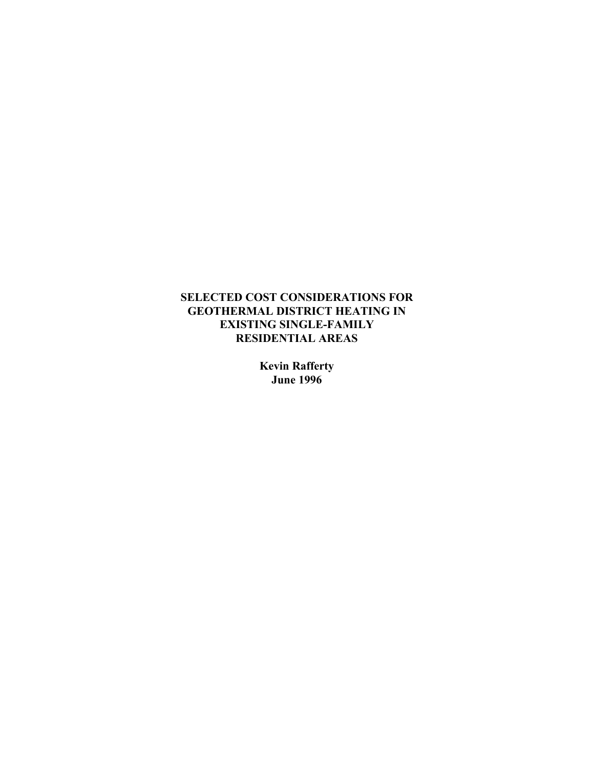# SELECTED COST CONSIDERATIONS FOR GEOTHERMAL DISTRICT HEATING IN EXISTING SINGLE-FAMILY RESIDENTIAL AREAS

**Kevin Rafferty**
**June 1996**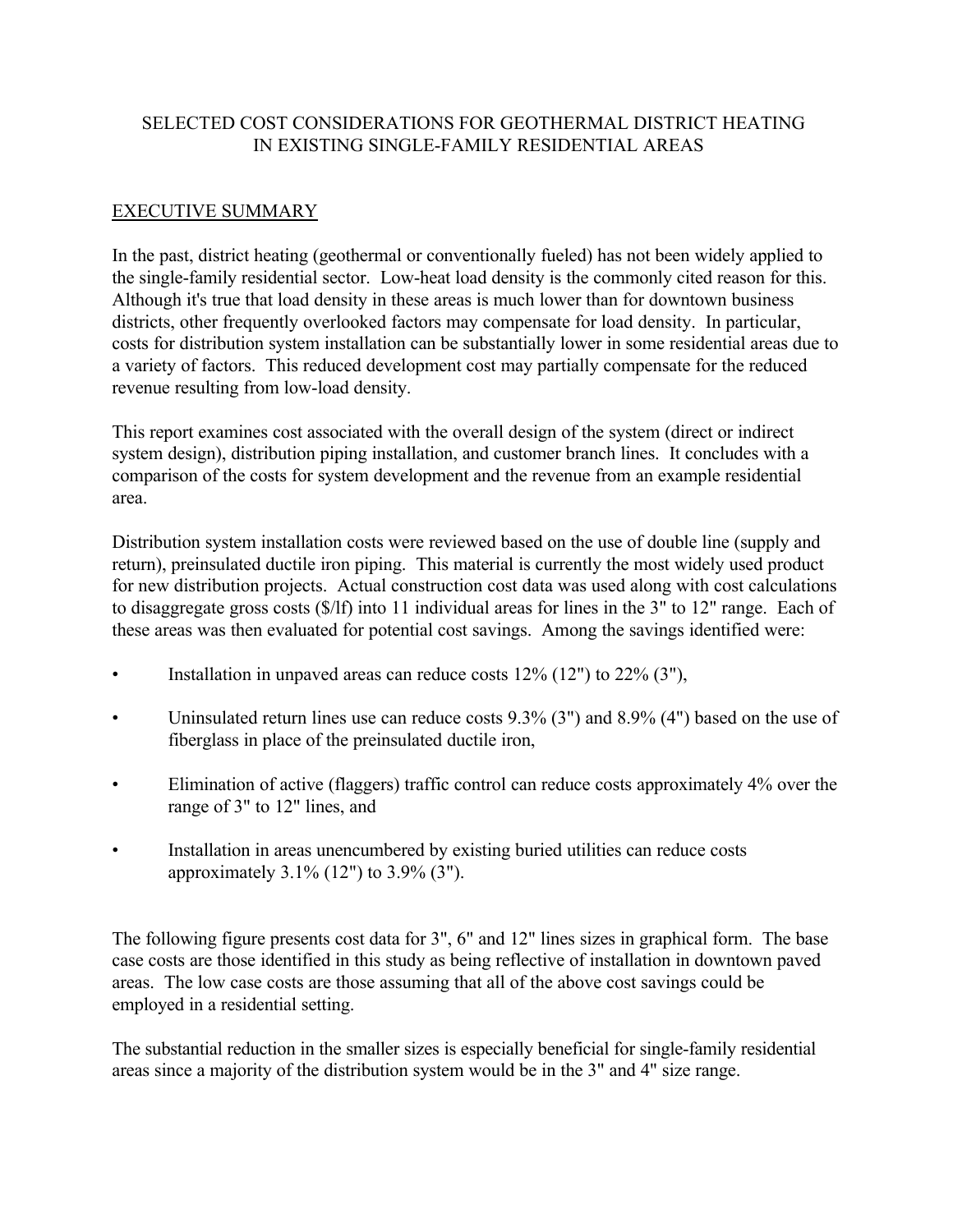# SELECTED COST CONSIDERATIONS FOR GEOTHERMAL DISTRICT HEATING IN EXISTING SINGLE-FAMILY RESIDENTIAL AREAS

## EXECUTIVE SUMMARY

In the past, district heating (geothermal or conventionally fueled) has not been widely applied to the single-family residential sector. Low-heat load density is the commonly cited reason for this. Although it's true that load density in these areas is much lower than for downtown business districts, other frequently overlooked factors may compensate for load density. In particular, costs for distribution system installation can be substantially lower in some residential areas due to a variety of factors. This reduced development cost may partially compensate for the reduced revenue resulting from low-load density.

This report examines cost associated with the overall design of the system (direct or indirect system design), distribution piping installation, and customer branch lines. It concludes with a comparison of the costs for system development and the revenue from an example residential area.

Distribution system installation costs were reviewed based on the use of double line (supply and return), preinsulated ductile iron piping. This material is currently the most widely used product for new distribution projects. Actual construction cost data was used along with cost calculations to disaggregate gross costs ($/lf) into 11 individual areas for lines in the 3" to 12" range. Each of these areas was then evaluated for potential cost savings. Among the savings identified were:

- Installation in unpaved areas can reduce costs 12% (12") to 22% (3"),
- Uninsulated return lines use can reduce costs 9.3% (3") and 8.9% (4") based on the use of fiberglass in place of the preinsulated ductile iron,
- Elimination of active (flaggers) traffic control can reduce costs approximately 4% over the range of 3" to 12" lines, and
- Installation in areas unencumbered by existing buried utilities can reduce costs approximately 3.1% (12") to 3.9% (3").

The following figure presents cost data for 3", 6" and 12" lines sizes in graphical form. The base case costs are those identified in this study as being reflective of installation in downtown paved areas. The low case costs are those assuming that all of the above cost savings could be employed in a residential setting.

The substantial reduction in the smaller sizes is especially beneficial for single-family residential areas since a majority of the distribution system would be in the 3" and 4" size range.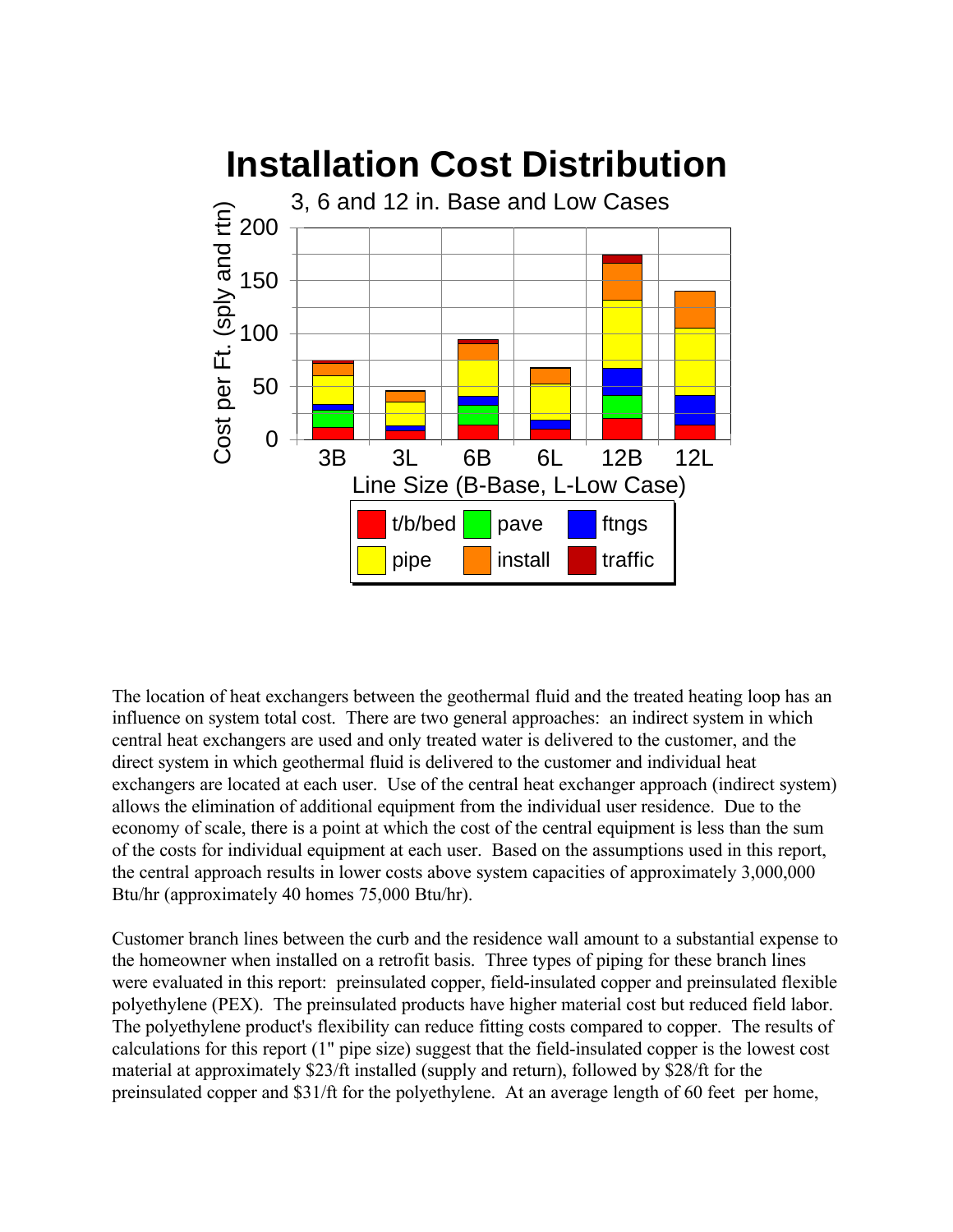# Installation Cost Distribution

3, 6 and 12 in. Base and Low Cases

The location of heat exchangers between the geothermal fluid and the treated heating loop has an influence on system total cost. There are two general approaches: an indirect system in which central heat exchangers are used and only treated water is delivered to the customer, and the direct system in which geothermal fluid is delivered to the customer and individual heat exchangers are located at each user. Use of the central heat exchanger approach (indirect system) allows the elimination of additional equipment from the individual user residence. Due to the economy of scale, there is a point at which the cost of the central equipment is less than the sum of the costs for individual equipment at each user. Based on the assumptions used in this report, the central approach results in lower costs above system capacities of approximately 3,000,000 Btu/hr (approximately 40 homes 75,000 Btu/hr).

Customer branch lines between the curb and the residence wall amount to a substantial expense to the homeowner when installed on a retrofit basis. Three types of piping for these branch lines were evaluated in this report: preinsulated copper, field-insulated copper and preinsulated flexible polyethylene (PEX). The preinsulated products have higher material cost but reduced field labor. The polyethylene product's flexibility can reduce fitting costs compared to copper. The results of calculations for this report (1" pipe size) suggest that the field-insulated copper is the lowest cost material at approximately $23/ft installed (supply and return), followed by $28/ft for the preinsulated copper and $31/ft for the polyethylene. At an average length of 60 feet per home,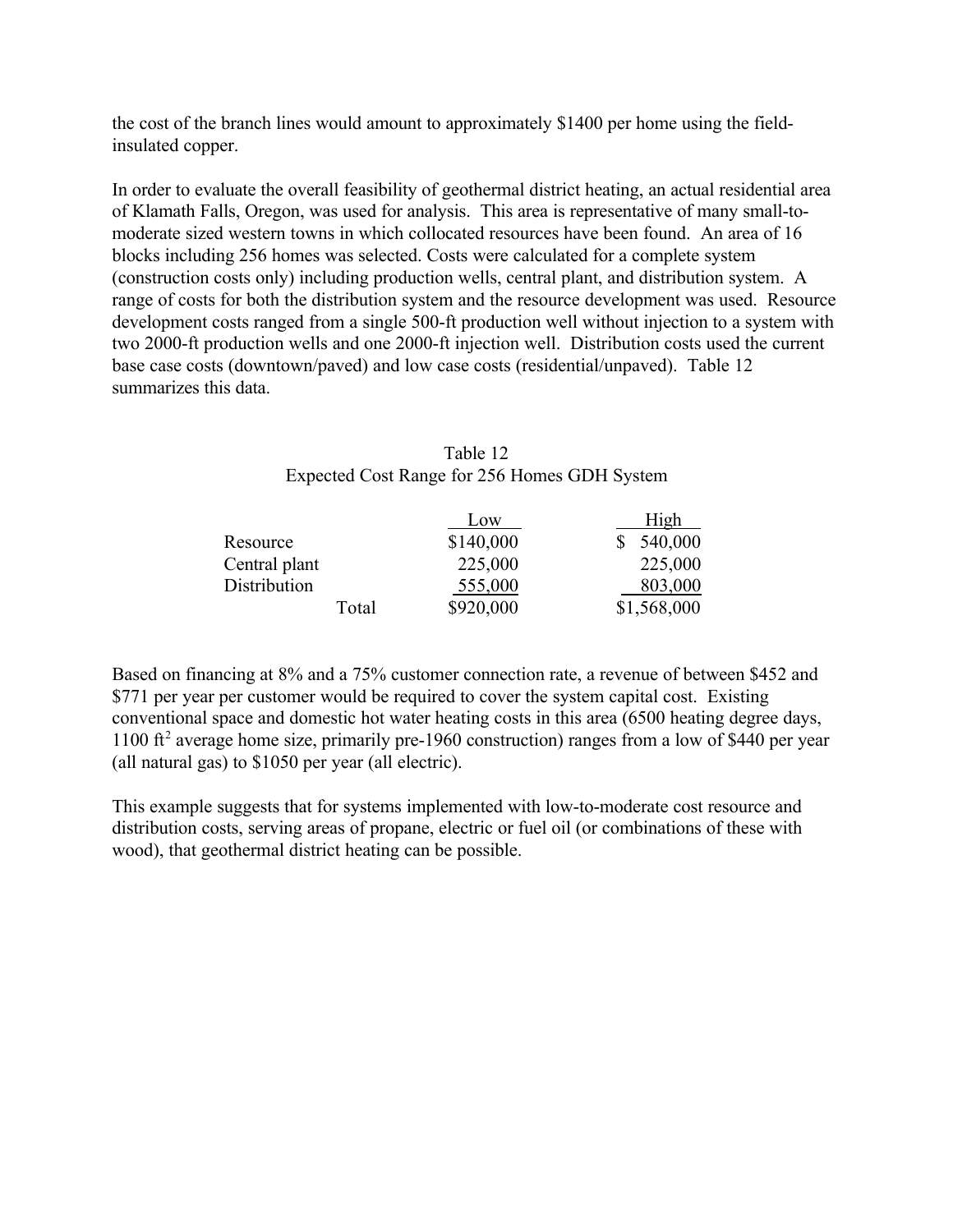the cost of the branch lines would amount to approximately $1400 per home using the field-insulated copper.

In order to evaluate the overall feasibility of geothermal district heating, an actual residential area of Klamath Falls, Oregon, was used for analysis. This area is representative of many small-to-moderate sized western towns in which collocated resources have been found. An area of 16 blocks including 256 homes was selected. Costs were calculated for a complete system (construction costs only) including production wells, central plant, and distribution system. A range of costs for both the distribution system and the resource development was used. Resource development costs ranged from a single 500-ft production well without injection to a system with two 2000-ft production wells and one 2000-ft injection well. Distribution costs used the current base case costs (downtown/paved) and low case costs (residential/unpaved). Table 12 summarizes this data.

Table 12
Expected Cost Range for 256 Homes GDH System

| | Low | High |
|---|---|---|
| Resource | $140,000 | $ 540,000 |
| Central plant | 225,000 | 225,000 |
| Distribution | 555,000 | 803,000 |
| Total | $920,000 | $1,568,000 |

Based on financing at 8% and a 75% customer connection rate, a revenue of between $452 and $771 per year per customer would be required to cover the system capital cost. Existing conventional space and domestic hot water heating costs in this area (6500 heating degree days, 1100 $ft^2$ average home size, primarily pre-1960 construction) ranges from a low of $440 per year (all natural gas) to $1050 per year (all electric).

This example suggests that for systems implemented with low-to-moderate cost resource and distribution costs, serving areas of propane, electric or fuel oil (or combinations of these with wood), that geothermal district heating can be possible.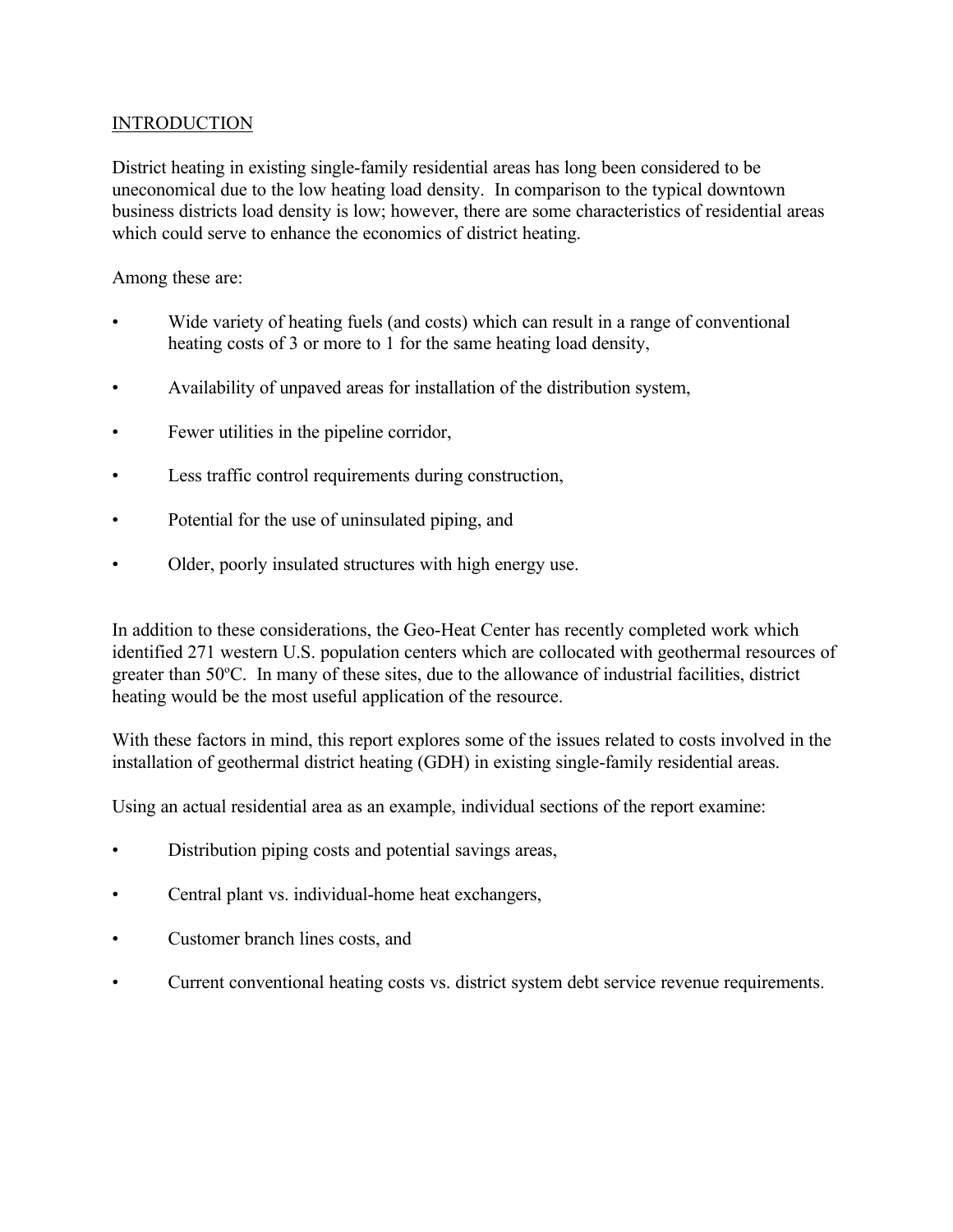## INTRODUCTION

District heating in existing single-family residential areas has long been considered to be uneconomical due to the low heating load density. In comparison to the typical downtown business districts load density is low; however, there are some characteristics of residential areas which could serve to enhance the economics of district heating.

Among these are:

- Wide variety of heating fuels (and costs) which can result in a range of conventional heating costs of 3 or more to 1 for the same heating load density,
- Availability of unpaved areas for installation of the distribution system,
- Fewer utilities in the pipeline corridor,
- Less traffic control requirements during construction,
- Potential for the use of uninsulated piping, and
- Older, poorly insulated structures with high energy use.

In addition to these considerations, the Geo-Heat Center has recently completed work which identified 271 western U.S. population centers which are collocated with geothermal resources of greater than 50$^{o}$C. In many of these sites, due to the allowance of industrial facilities, district heating would be the most useful application of the resource.

With these factors in mind, this report explores some of the issues related to costs involved in the installation of geothermal district heating (GDH) in existing single-family residential areas.

Using an actual residential area as an example, individual sections of the report examine:

- Distribution piping costs and potential savings areas,
- Central plant vs. individual-home heat exchangers,
- Customer branch lines costs, and
- Current conventional heating costs vs. district system debt service revenue requirements.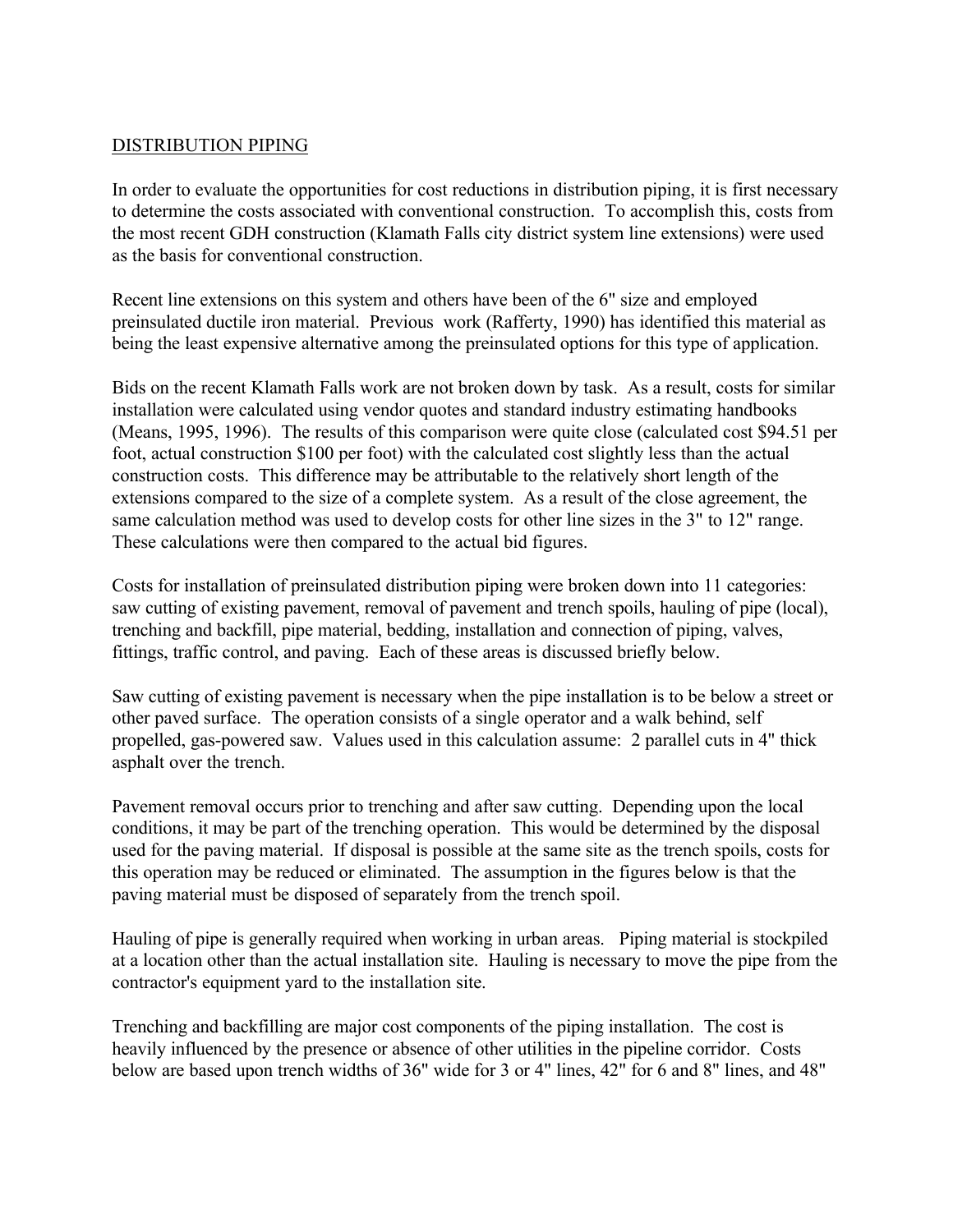## DISTRIBUTION PIPING

In order to evaluate the opportunities for cost reductions in distribution piping, it is first necessary to determine the costs associated with conventional construction. To accomplish this, costs from the most recent GDH construction (Klamath Falls city district system line extensions) were used as the basis for conventional construction.

Recent line extensions on this system and others have been of the 6" size and employed preinsulated ductile iron material. Previous work (Rafferty, 1990) has identified this material as being the least expensive alternative among the preinsulated options for this type of application.

Bids on the recent Klamath Falls work are not broken down by task. As a result, costs for similar installation were calculated using vendor quotes and standard industry estimating handbooks (Means, 1995, 1996). The results of this comparison were quite close (calculated cost $94.51 per foot, actual construction $100 per foot) with the calculated cost slightly less than the actual construction costs. This difference may be attributable to the relatively short length of the extensions compared to the size of a complete system. As a result of the close agreement, the same calculation method was used to develop costs for other line sizes in the 3" to 12" range. These calculations were then compared to the actual bid figures.

Costs for installation of preinsulated distribution piping were broken down into 11 categories: saw cutting of existing pavement, removal of pavement and trench spoils, hauling of pipe (local), trenching and backfill, pipe material, bedding, installation and connection of piping, valves, fittings, traffic control, and paving. Each of these areas is discussed briefly below.

Saw cutting of existing pavement is necessary when the pipe installation is to be below a street or other paved surface. The operation consists of a single operator and a walk behind, self propelled, gas-powered saw. Values used in this calculation assume: 2 parallel cuts in 4" thick asphalt over the trench.

Pavement removal occurs prior to trenching and after saw cutting. Depending upon the local conditions, it may be part of the trenching operation. This would be determined by the disposal used for the paving material. If disposal is possible at the same site as the trench spoils, costs for this operation may be reduced or eliminated. The assumption in the figures below is that the paving material must be disposed of separately from the trench spoil.

Hauling of pipe is generally required when working in urban areas. Piping material is stockpiled at a location other than the actual installation site. Hauling is necessary to move the pipe from the contractor's equipment yard to the installation site.

Trenching and backfilling are major cost components of the piping installation. The cost is heavily influenced by the presence or absence of other utilities in the pipeline corridor. Costs below are based upon trench widths of 36" wide for 3 or 4" lines, 42" for 6 and 8" lines, and 48"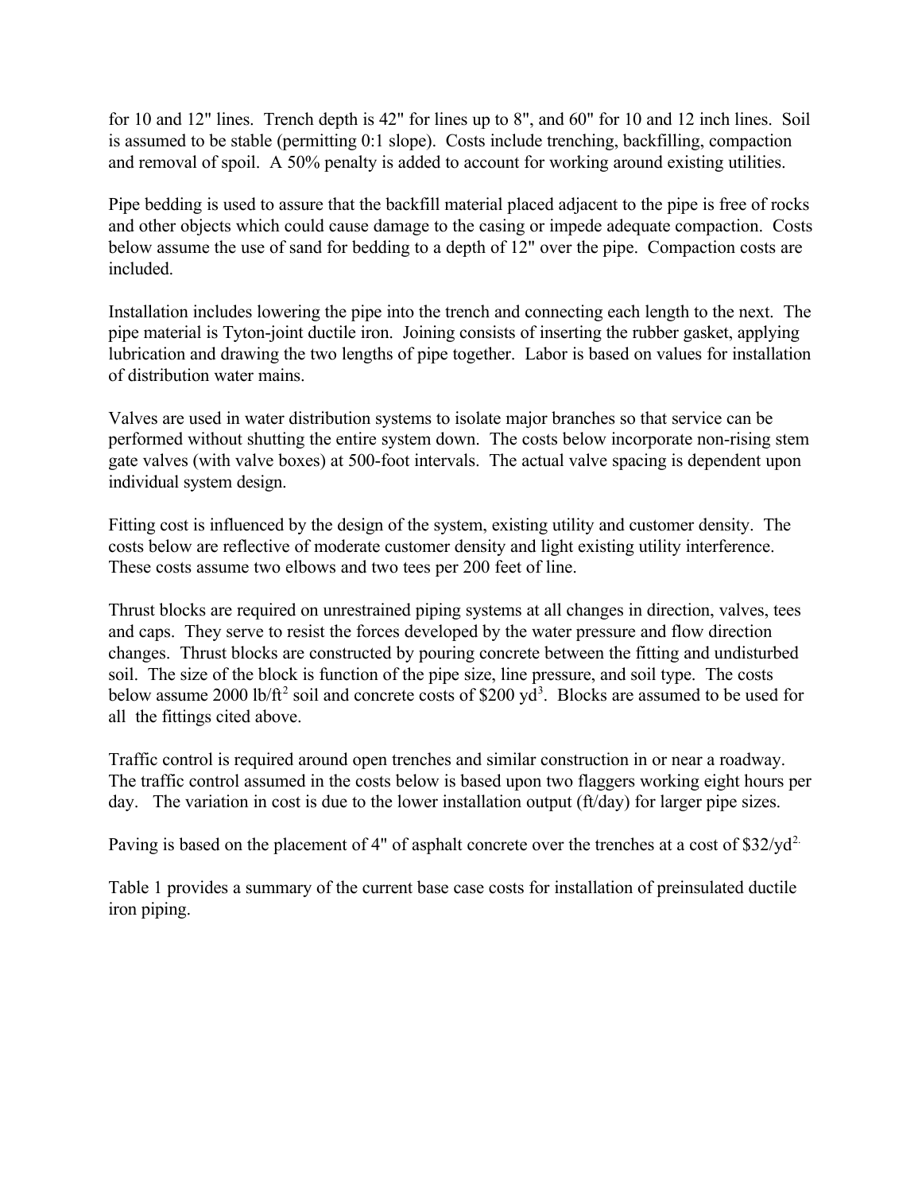for 10 and 12" lines. Trench depth is 42" for lines up to 8", and 60" for 10 and 12 inch lines. Soil is assumed to be stable (permitting 0:1 slope). Costs include trenching, backfilling, compaction and removal of spoil. A 50% penalty is added to account for working around existing utilities.

Pipe bedding is used to assure that the backfill material placed adjacent to the pipe is free of rocks and other objects which could cause damage to the casing or impede adequate compaction. Costs below assume the use of sand for bedding to a depth of 12" over the pipe. Compaction costs are included.

Installation includes lowering the pipe into the trench and connecting each length to the next. The pipe material is Tyton-joint ductile iron. Joining consists of inserting the rubber gasket, applying lubrication and drawing the two lengths of pipe together. Labor is based on values for installation of distribution water mains.

Valves are used in water distribution systems to isolate major branches so that service can be performed without shutting the entire system down. The costs below incorporate non-rising stem gate valves (with valve boxes) at 500-foot intervals. The actual valve spacing is dependent upon individual system design.

Fitting cost is influenced by the design of the system, existing utility and customer density. The costs below are reflective of moderate customer density and light existing utility interference. These costs assume two elbows and two tees per 200 feet of line.

Thrust blocks are required on unrestrained piping systems at all changes in direction, valves, tees and caps. They serve to resist the forces developed by the water pressure and flow direction changes. Thrust blocks are constructed by pouring concrete between the fitting and undisturbed soil. The size of the block is function of the pipe size, line pressure, and soil type. The costs below assume 2000 lb/ft$^2$ soil and concrete costs of \$200 yd$^3$. Blocks are assumed to be used for all the fittings cited above.

Traffic control is required around open trenches and similar construction in or near a roadway. The traffic control assumed in the costs below is based upon two flaggers working eight hours per day. The variation in cost is due to the lower installation output (ft/day) for larger pipe sizes.

Paving is based on the placement of 4" of asphalt concrete over the trenches at a cost of \$32/yd$^2$.

Table 1 provides a summary of the current base case costs for installation of preinsulated ductile iron piping.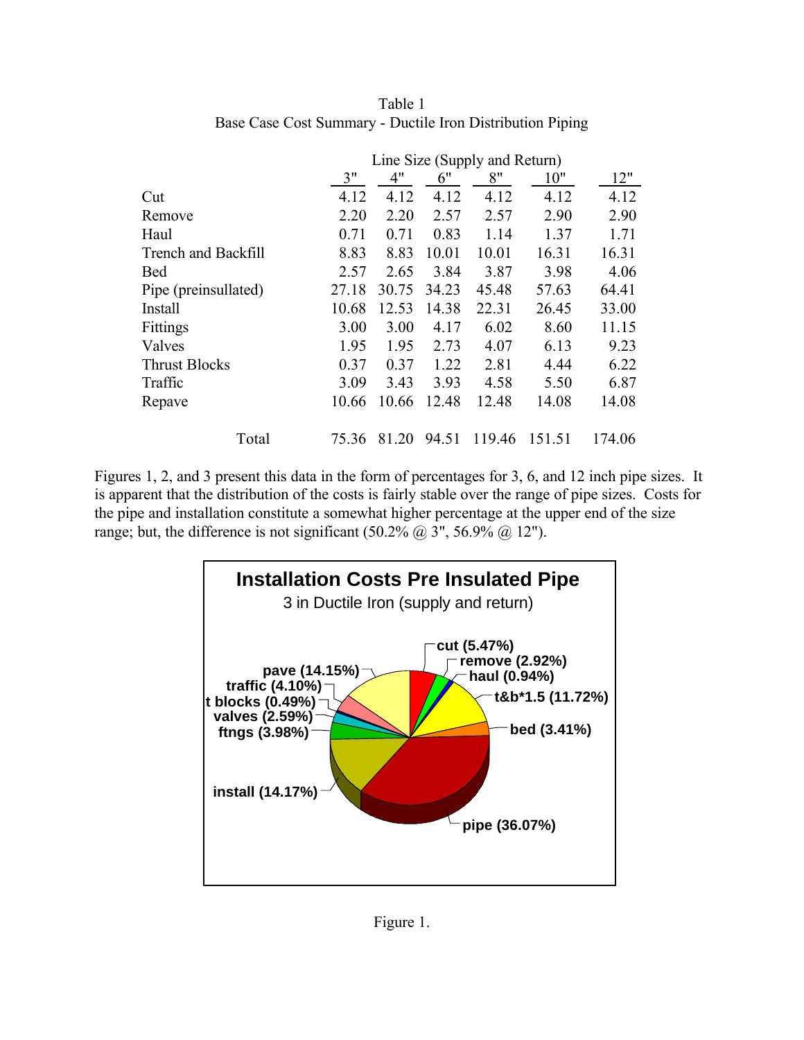Table 1
Base Case Cost Summary - Ductile Iron Distribution Piping

| | Line Size (Supply and Return) | | | | | |
|---|---|---|---|---|---|---|
| | 3" | 4" | 6" | 8" | 10" | 12" |
| Cut | 4.12 | 4.12 | 4.12 | 4.12 | 4.12 | 4.12 |
| Remove | 2.20 | 2.20 | 2.57 | 2.57 | 2.90 | 2.90 |
| Haul | 0.71 | 0.71 | 0.83 | 1.14 | 1.37 | 1.71 |
| Trench and Backfill | 8.83 | 8.83 | 10.01 | 10.01 | 16.31 | 16.31 |
| Bed | 2.57 | 2.65 | 3.84 | 3.87 | 3.98 | 4.06 |
| Pipe (preinsullated) | 27.18 | 30.75 | 34.23 | 45.48 | 57.63 | 64.41 |
| Install | 10.68 | 12.53 | 14.38 | 22.31 | 26.45 | 33.00 |
| Fittings | 3.00 | 3.00 | 4.17 | 6.02 | 8.60 | 11.15 |
| Valves | 1.95 | 1.95 | 2.73 | 4.07 | 6.13 | 9.23 |
| Thrust Blocks | 0.37 | 0.37 | 1.22 | 2.81 | 4.44 | 6.22 |
| Traffic | 3.09 | 3.43 | 3.93 | 4.58 | 5.50 | 6.87 |
| Repave | 10.66 | 10.66 | 12.48 | 12.48 | 14.08 | 14.08 |
| Total | 75.36 | 81.20 | 94.51 | 119.46 | 151.51 | 174.06 |

Figures 1, 2, and 3 present this data in the form of percentages for 3, 6, and 12 inch pipe sizes. It is apparent that the distribution of the costs is fairly stable over the range of pipe sizes. Costs for the pipe and installation constitute a somewhat higher percentage at the upper end of the size range; but, the difference is not significant (50.2% @ 3", 56.9% @ 12").

**Installation Costs Pre Insulated Pipe**
3 in Ductile Iron (supply and return)

cut (5.47%), remove (2.92%), haul (0.94%), t&b*1.5 (11.72%), bed (3.41%), pipe (36.07%), install (14.17%), ftngs (3.98%), valves (2.59%), t blocks (0.49%), traffic (4.10%), pave (14.15%)

Figure 1.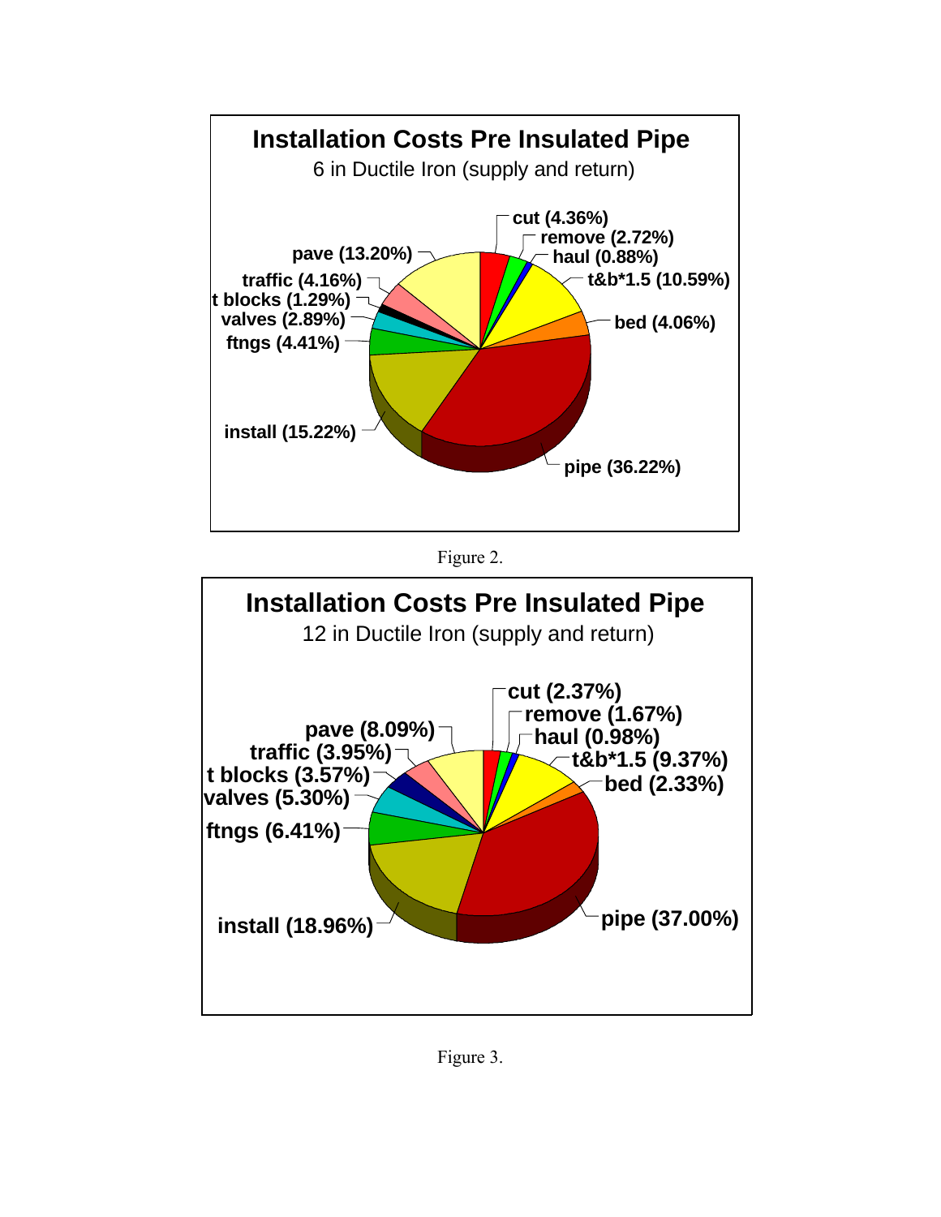**Installation Costs Pre Insulated Pipe**

6 in Ductile Iron (supply and return)

- cut (4.36%)
- remove (2.72%)
- haul (0.88%)
- t&b*1.5 (10.59%)
- bed (4.06%)
- pipe (36.22%)
- install (15.22%)
- ftngs (4.41%)
- valves (2.89%)
- t blocks (1.29%)
- traffic (4.16%)
- pave (13.20%)

Figure 2.

**Installation Costs Pre Insulated Pipe**

12 in Ductile Iron (supply and return)

- cut (2.37%)
- remove (1.67%)
- haul (0.98%)
- t&b*1.5 (9.37%)
- bed (2.33%)
- pipe (37.00%)
- install (18.96%)
- ftngs (6.41%)
- valves (5.30%)
- t blocks (3.57%)
- traffic (3.95%)
- pave (8.09%)

Figure 3.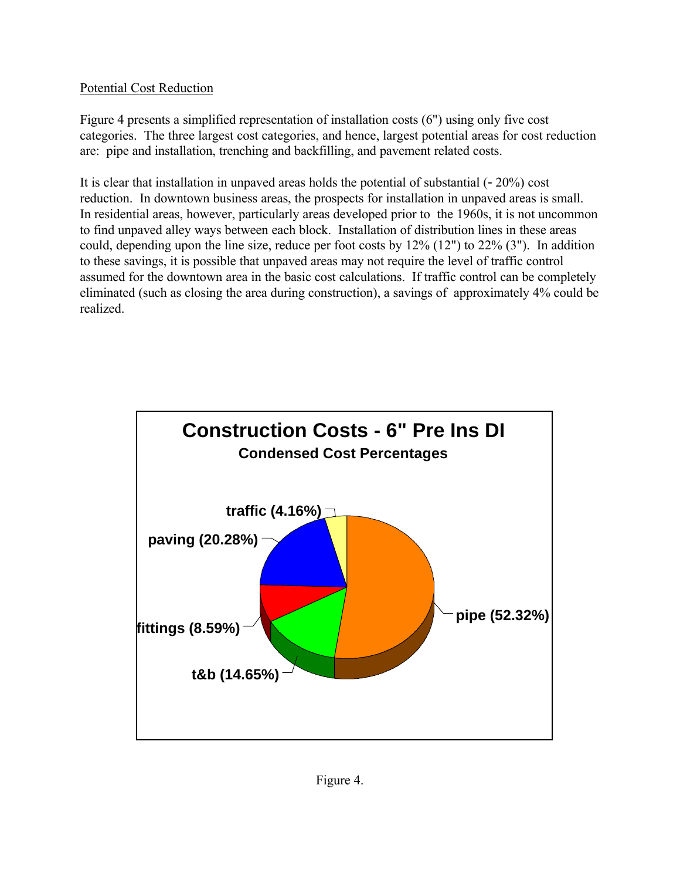Potential Cost Reduction

Figure 4 presents a simplified representation of installation costs (6") using only five cost categories. The three largest cost categories, and hence, largest potential areas for cost reduction are: pipe and installation, trenching and backfilling, and pavement related costs.

It is clear that installation in unpaved areas holds the potential of substantial (- 20%) cost reduction. In downtown business areas, the prospects for installation in unpaved areas is small. In residential areas, however, particularly areas developed prior to the 1960s, it is not uncommon to find unpaved alley ways between each block. Installation of distribution lines in these areas could, depending upon the line size, reduce per foot costs by 12% (12") to 22% (3"). In addition to these savings, it is possible that unpaved areas may not require the level of traffic control assumed for the downtown area in the basic cost calculations. If traffic control can be completely eliminated (such as closing the area during construction), a savings of approximately 4% could be realized.

**Construction Costs - 6" Pre Ins DI**

**Condensed Cost Percentages**

- pipe (52.32%)
- paving (20.28%)
- t&b (14.65%)
- fittings (8.59%)
- traffic (4.16%)

Figure 4.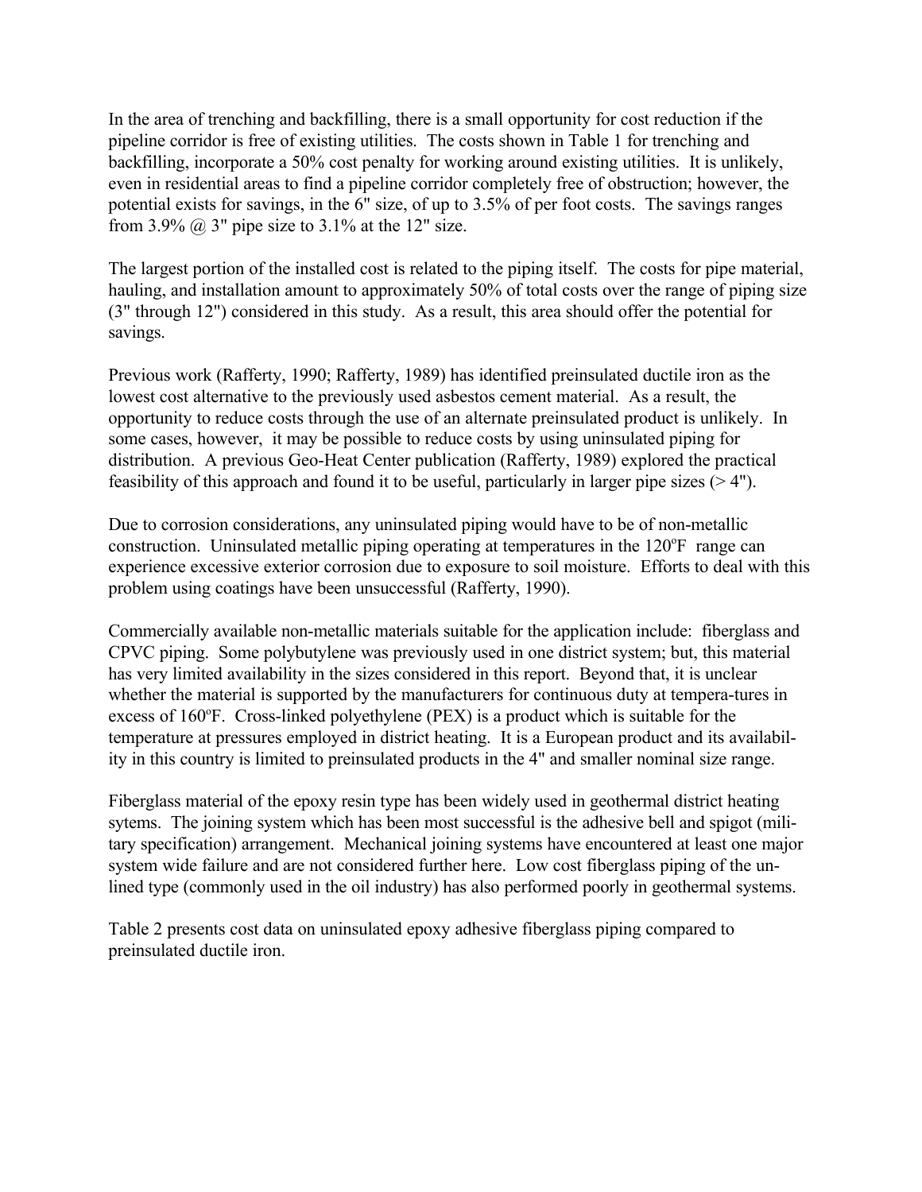In the area of trenching and backfilling, there is a small opportunity for cost reduction if the pipeline corridor is free of existing utilities. The costs shown in Table 1 for trenching and backfilling, incorporate a 50% cost penalty for working around existing utilities. It is unlikely, even in residential areas to find a pipeline corridor completely free of obstruction; however, the potential exists for savings, in the 6" size, of up to 3.5% of per foot costs. The savings ranges from 3.9% @ 3" pipe size to 3.1% at the 12" size.

The largest portion of the installed cost is related to the piping itself. The costs for pipe material, hauling, and installation amount to approximately 50% of total costs over the range of piping size (3" through 12") considered in this study. As a result, this area should offer the potential for savings.

Previous work (Rafferty, 1990; Rafferty, 1989) has identified preinsulated ductile iron as the lowest cost alternative to the previously used asbestos cement material. As a result, the opportunity to reduce costs through the use of an alternate preinsulated product is unlikely. In some cases, however, it may be possible to reduce costs by using uninsulated piping for distribution. A previous Geo-Heat Center publication (Rafferty, 1989) explored the practical feasibility of this approach and found it to be useful, particularly in larger pipe sizes (> 4").

Due to corrosion considerations, any uninsulated piping would have to be of non-metallic construction. Uninsulated metallic piping operating at temperatures in the 120°F range can experience excessive exterior corrosion due to exposure to soil moisture. Efforts to deal with this problem using coatings have been unsuccessful (Rafferty, 1990).

Commercially available non-metallic materials suitable for the application include: fiberglass and CPVC piping. Some polybutylene was previously used in one district system; but, this material has very limited availability in the sizes considered in this report. Beyond that, it is unclear whether the material is supported by the manufacturers for continuous duty at tempera-tures in excess of 160°F. Cross-linked polyethylene (PEX) is a product which is suitable for the temperature at pressures employed in district heating. It is a European product and its availabil-ity in this country is limited to preinsulated products in the 4" and smaller nominal size range.

Fiberglass material of the epoxy resin type has been widely used in geothermal district heating sytems. The joining system which has been most successful is the adhesive bell and spigot (mili-tary specification) arrangement. Mechanical joining systems have encountered at least one major system wide failure and are not considered further here. Low cost fiberglass piping of the un-lined type (commonly used in the oil industry) has also performed poorly in geothermal systems.

Table 2 presents cost data on uninsulated epoxy adhesive fiberglass piping compared to preinsulated ductile iron.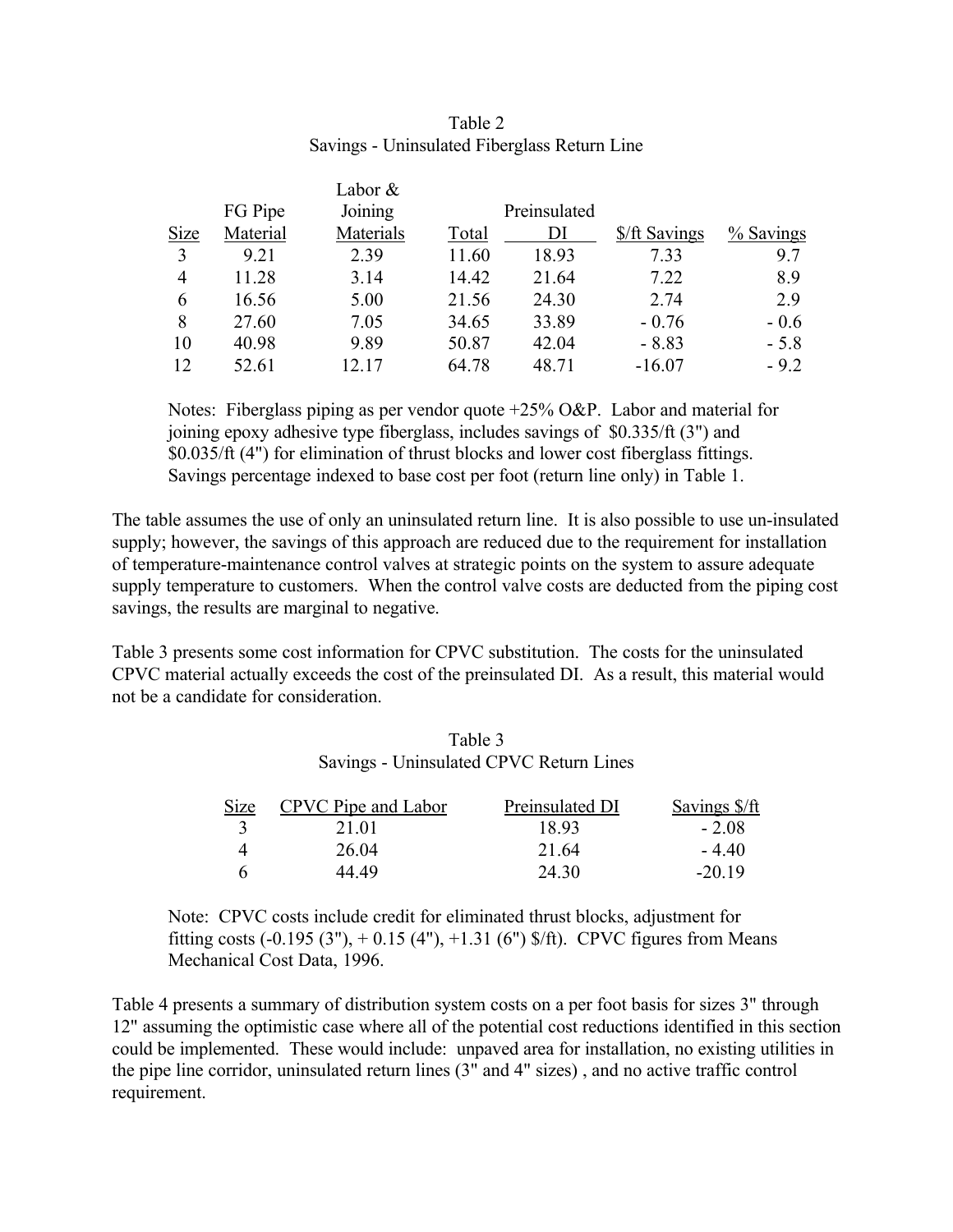Table 2
Savings - Uninsulated Fiberglass Return Line

| Size | FG Pipe Material | Labor & Joining Materials | Total | Preinsulated DI | $/ft Savings | % Savings |
|---|---|---|---|---|---|---|
| 3 | 9.21 | 2.39 | 11.60 | 18.93 | 7.33 | 9.7 |
| 4 | 11.28 | 3.14 | 14.42 | 21.64 | 7.22 | 8.9 |
| 6 | 16.56 | 5.00 | 21.56 | 24.30 | 2.74 | 2.9 |
| 8 | 27.60 | 7.05 | 34.65 | 33.89 | - 0.76 | - 0.6 |
| 10 | 40.98 | 9.89 | 50.87 | 42.04 | - 8.83 | - 5.8 |
| 12 | 52.61 | 12.17 | 64.78 | 48.71 | -16.07 | - 9.2 |

Notes: Fiberglass piping as per vendor quote +25% O&P. Labor and material for joining epoxy adhesive type fiberglass, includes savings of $0.335/ft (3") and $0.035/ft (4") for elimination of thrust blocks and lower cost fiberglass fittings. Savings percentage indexed to base cost per foot (return line only) in Table 1.

The table assumes the use of only an uninsulated return line. It is also possible to use un-insulated supply; however, the savings of this approach are reduced due to the requirement for installation of temperature-maintenance control valves at strategic points on the system to assure adequate supply temperature to customers. When the control valve costs are deducted from the piping cost savings, the results are marginal to negative.

Table 3 presents some cost information for CPVC substitution. The costs for the uninsulated CPVC material actually exceeds the cost of the preinsulated DI. As a result, this material would not be a candidate for consideration.

Table 3
Savings - Uninsulated CPVC Return Lines

| Size | CPVC Pipe and Labor | Preinsulated DI | Savings $/ft |
|---|---|---|---|
| 3 | 21.01 | 18.93 | - 2.08 |
| 4 | 26.04 | 21.64 | - 4.40 |
| 6 | 44.49 | 24.30 | -20.19 |

Note: CPVC costs include credit for eliminated thrust blocks, adjustment for fitting costs (-0.195 (3"), + 0.15 (4"), +1.31 (6") $/ft). CPVC figures from Means Mechanical Cost Data, 1996.

Table 4 presents a summary of distribution system costs on a per foot basis for sizes 3" through 12" assuming the optimistic case where all of the potential cost reductions identified in this section could be implemented. These would include: unpaved area for installation, no existing utilities in the pipe line corridor, uninsulated return lines (3" and 4" sizes) , and no active traffic control requirement.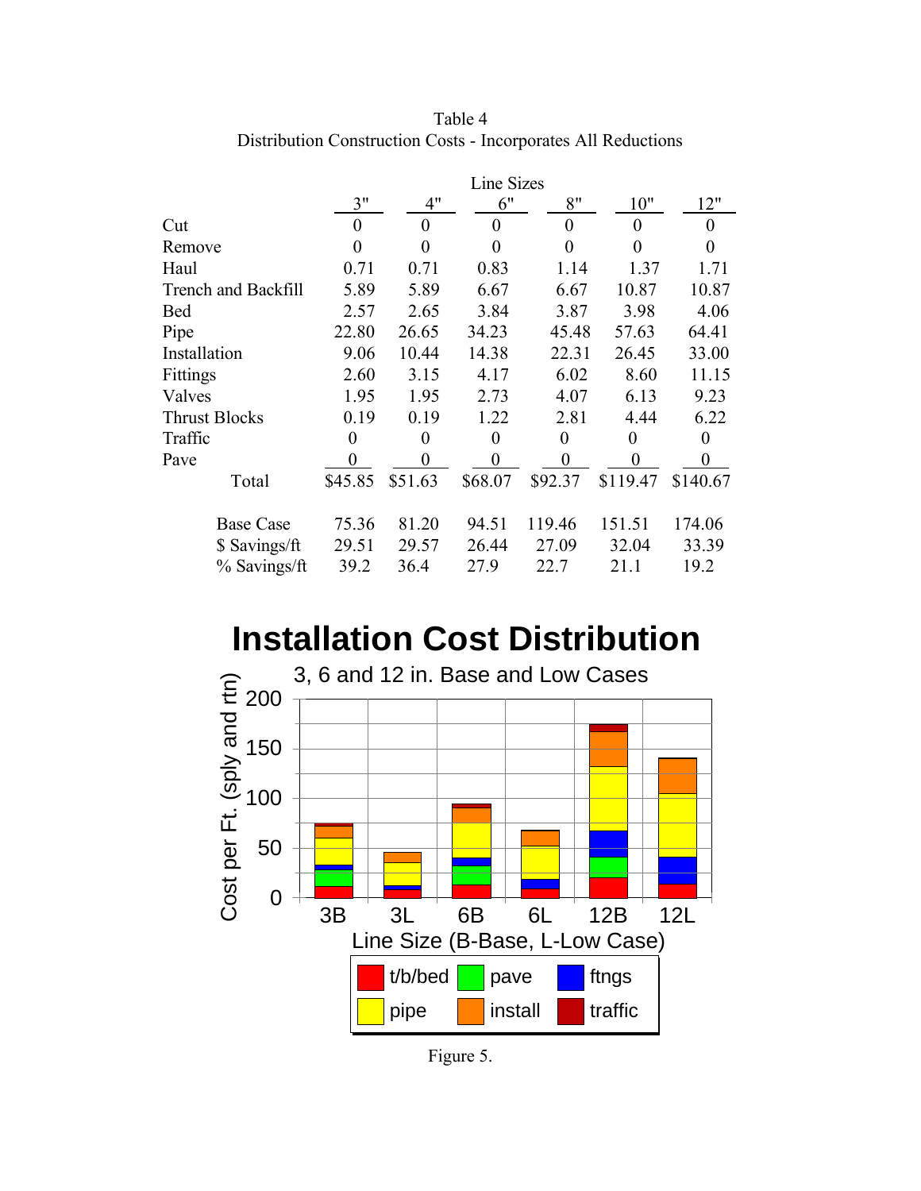Table 4
Distribution Construction Costs - Incorporates All Reductions

| | Line Sizes | | | | | |
|---|---|---|---|---|---|---|
| | 3" | 4" | 6" | 8" | 10" | 12" |
| Cut | 0 | 0 | 0 | 0 | 0 | 0 |
| Remove | 0 | 0 | 0 | 0 | 0 | 0 |
| Haul | 0.71 | 0.71 | 0.83 | 1.14 | 1.37 | 1.71 |
| Trench and Backfill | 5.89 | 5.89 | 6.67 | 6.67 | 10.87 | 10.87 |
| Bed | 2.57 | 2.65 | 3.84 | 3.87 | 3.98 | 4.06 |
| Pipe | 22.80 | 26.65 | 34.23 | 45.48 | 57.63 | 64.41 |
| Installation | 9.06 | 10.44 | 14.38 | 22.31 | 26.45 | 33.00 |
| Fittings | 2.60 | 3.15 | 4.17 | 6.02 | 8.60 | 11.15 |
| Valves | 1.95 | 1.95 | 2.73 | 4.07 | 6.13 | 9.23 |
| Thrust Blocks | 0.19 | 0.19 | 1.22 | 2.81 | 4.44 | 6.22 |
| Traffic | 0 | 0 | 0 | 0 | 0 | 0 |
| Pave | 0 | 0 | 0 | 0 | 0 | 0 |
| Total | $45.85 | $51.63 | $68.07 | $92.37 | $119.47 | $140.67 |
| | | | | | | |
| Base Case | 75.36 | 81.20 | 94.51 | 119.46 | 151.51 | 174.06 |
| $ Savings/ft | 29.51 | 29.57 | 26.44 | 27.09 | 32.04 | 33.39 |
| % Savings/ft | 39.2 | 36.4 | 27.9 | 22.7 | 21.1 | 19.2 |

## Installation Cost Distribution

3, 6 and 12 in. Base and Low Cases

Figure 5.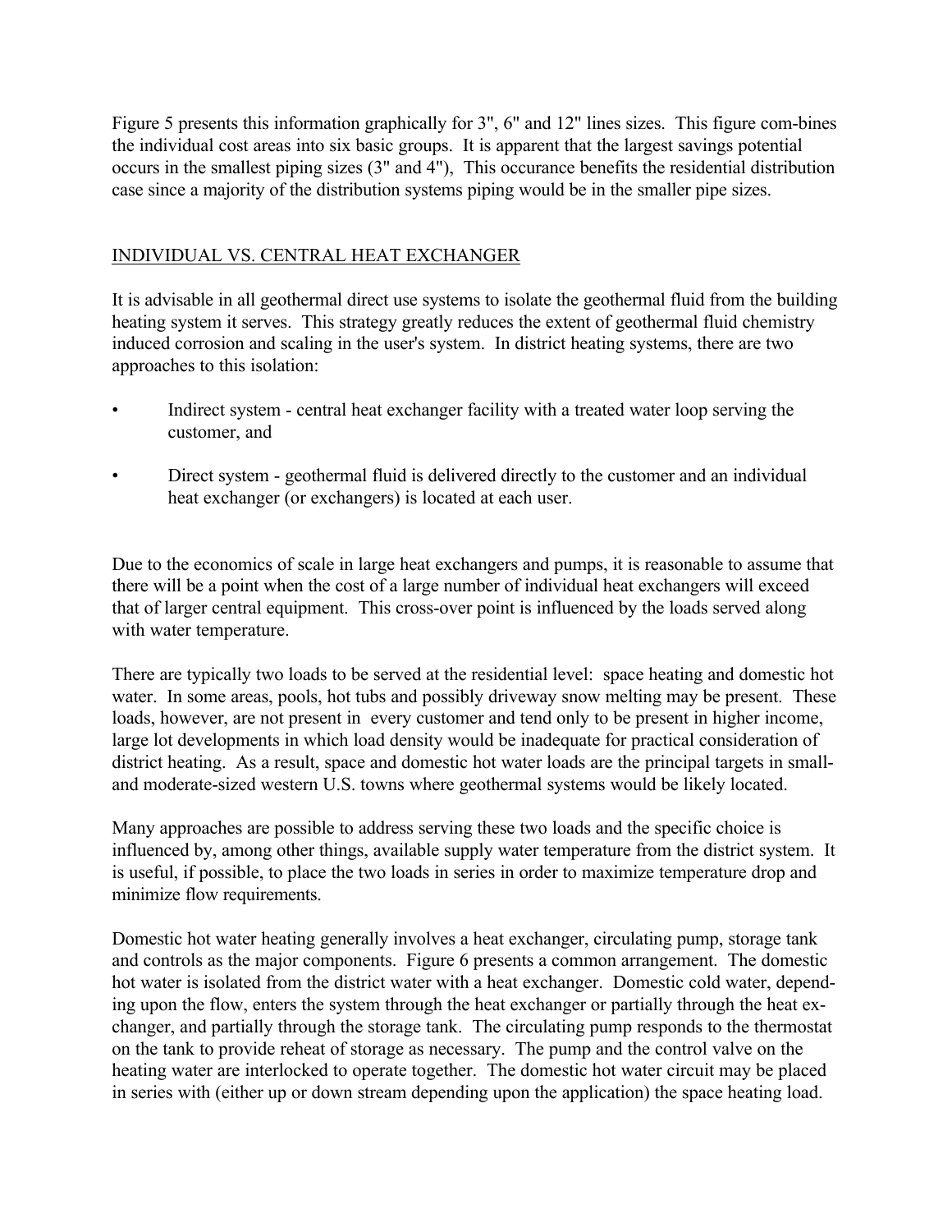Figure 5 presents this information graphically for 3", 6" and 12" lines sizes. This figure com-bines the individual cost areas into six basic groups. It is apparent that the largest savings potential occurs in the smallest piping sizes (3" and 4"), This occurance benefits the residential distribution case since a majority of the distribution systems piping would be in the smaller pipe sizes.

## INDIVIDUAL VS. CENTRAL HEAT EXCHANGER

It is advisable in all geothermal direct use systems to isolate the geothermal fluid from the building heating system it serves. This strategy greatly reduces the extent of geothermal fluid chemistry induced corrosion and scaling in the user's system. In district heating systems, there are two approaches to this isolation:

- Indirect system - central heat exchanger facility with a treated water loop serving the customer, and
- Direct system - geothermal fluid is delivered directly to the customer and an individual heat exchanger (or exchangers) is located at each user.

Due to the economics of scale in large heat exchangers and pumps, it is reasonable to assume that there will be a point when the cost of a large number of individual heat exchangers will exceed that of larger central equipment. This cross-over point is influenced by the loads served along with water temperature.

There are typically two loads to be served at the residential level: space heating and domestic hot water. In some areas, pools, hot tubs and possibly driveway snow melting may be present. These loads, however, are not present in every customer and tend only to be present in higher income, large lot developments in which load density would be inadequate for practical consideration of district heating. As a result, space and domestic hot water loads are the principal targets in small- and moderate-sized western U.S. towns where geothermal systems would be likely located.

Many approaches are possible to address serving these two loads and the specific choice is influenced by, among other things, available supply water temperature from the district system. It is useful, if possible, to place the two loads in series in order to maximize temperature drop and minimize flow requirements.

Domestic hot water heating generally involves a heat exchanger, circulating pump, storage tank and controls as the major components. Figure 6 presents a common arrangement. The domestic hot water is isolated from the district water with a heat exchanger. Domestic cold water, depending upon the flow, enters the system through the heat exchanger or partially through the heat exchanger, and partially through the storage tank. The circulating pump responds to the thermostat on the tank to provide reheat of storage as necessary. The pump and the control valve on the heating water are interlocked to operate together. The domestic hot water circuit may be placed in series with (either up or down stream depending upon the application) the space heating load.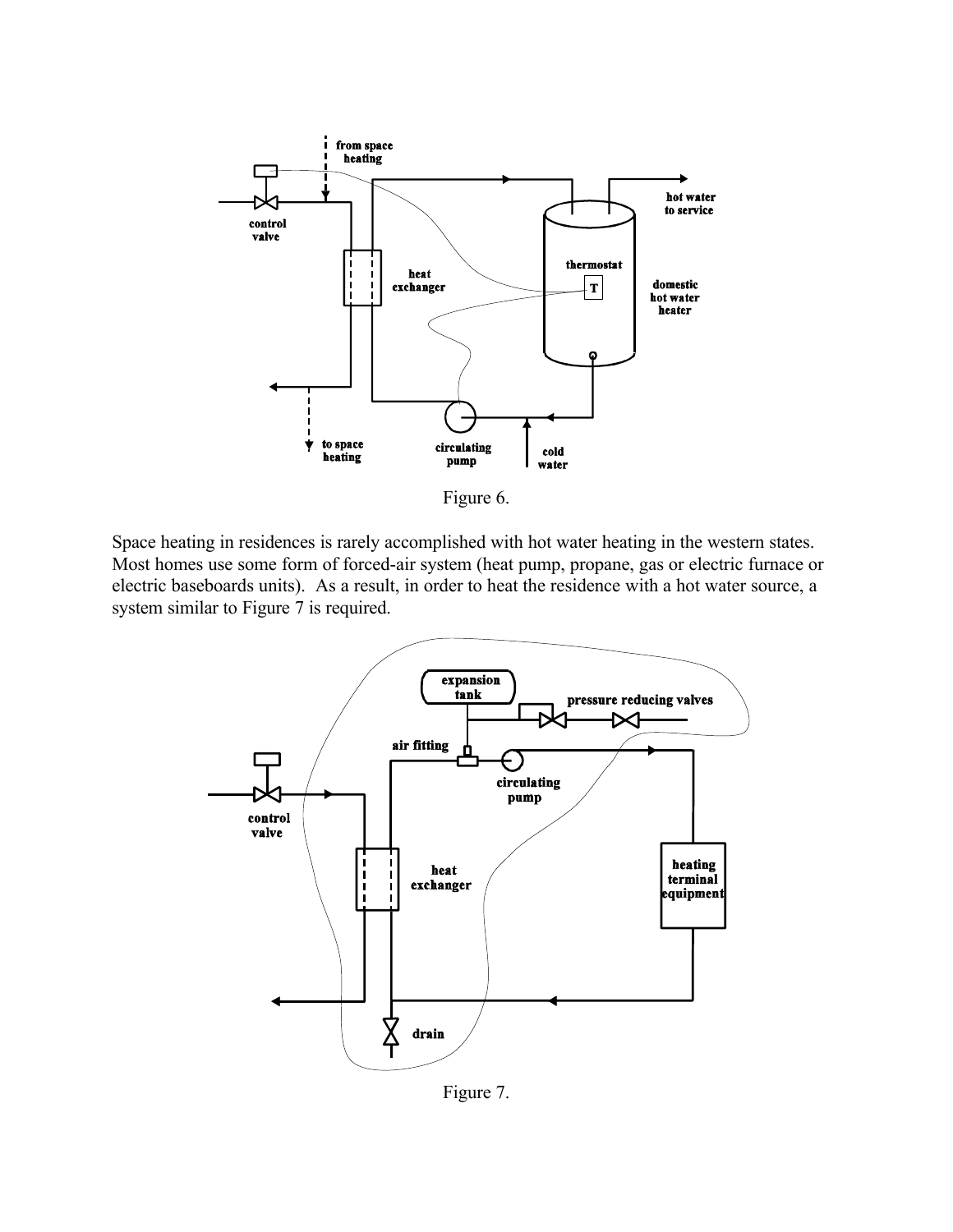Figure 6.

Space heating in residences is rarely accomplished with hot water heating in the western states. Most homes use some form of forced-air system (heat pump, propane, gas or electric furnace or electric baseboards units). As a result, in order to heat the residence with a hot water source, a system similar to Figure 7 is required.

Figure 7.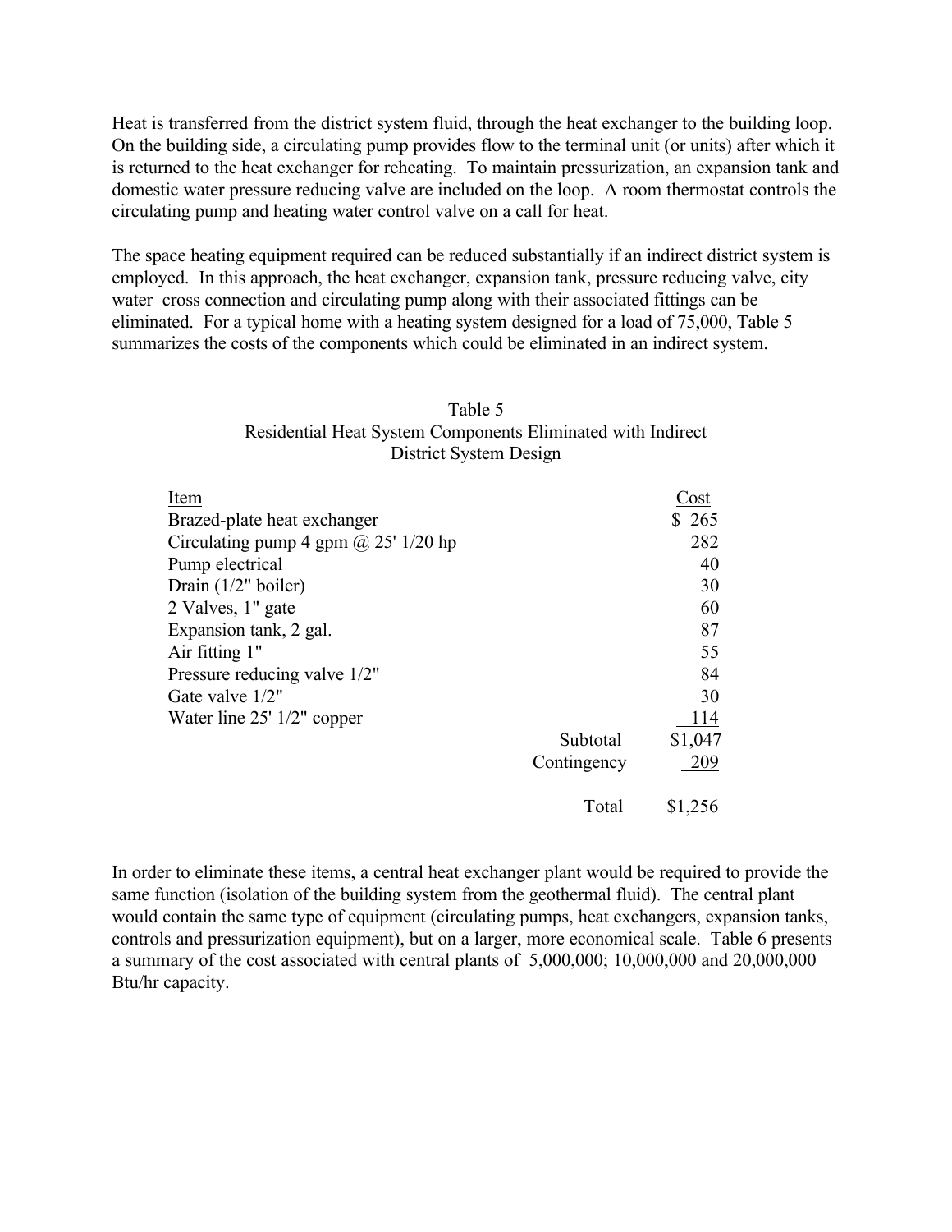Heat is transferred from the district system fluid, through the heat exchanger to the building loop. On the building side, a circulating pump provides flow to the terminal unit (or units) after which it is returned to the heat exchanger for reheating. To maintain pressurization, an expansion tank and domestic water pressure reducing valve are included on the loop. A room thermostat controls the circulating pump and heating water control valve on a call for heat.

The space heating equipment required can be reduced substantially if an indirect district system is employed. In this approach, the heat exchanger, expansion tank, pressure reducing valve, city water cross connection and circulating pump along with their associated fittings can be eliminated. For a typical home with a heating system designed for a load of 75,000, Table 5 summarizes the costs of the components which could be eliminated in an indirect system.

Table 5
Residential Heat System Components Eliminated with Indirect District System Design

| Item | | Cost |
|---|---|---|
| Brazed-plate heat exchanger | | $ 265 |
| Circulating pump 4 gpm @ 25' 1/20 hp | | 282 |
| Pump electrical | | 40 |
| Drain (1/2" boiler) | | 30 |
| 2 Valves, 1" gate | | 60 |
| Expansion tank, 2 gal. | | 87 |
| Air fitting 1" | | 55 |
| Pressure reducing valve 1/2" | | 84 |
| Gate valve 1/2" | | 30 |
| Water line 25' 1/2" copper | | 114 |
| | Subtotal | $1,047 |
| | Contingency | 209 |
| | Total | $1,256 |

In order to eliminate these items, a central heat exchanger plant would be required to provide the same function (isolation of the building system from the geothermal fluid). The central plant would contain the same type of equipment (circulating pumps, heat exchangers, expansion tanks, controls and pressurization equipment), but on a larger, more economical scale. Table 6 presents a summary of the cost associated with central plants of 5,000,000; 10,000,000 and 20,000,000 Btu/hr capacity.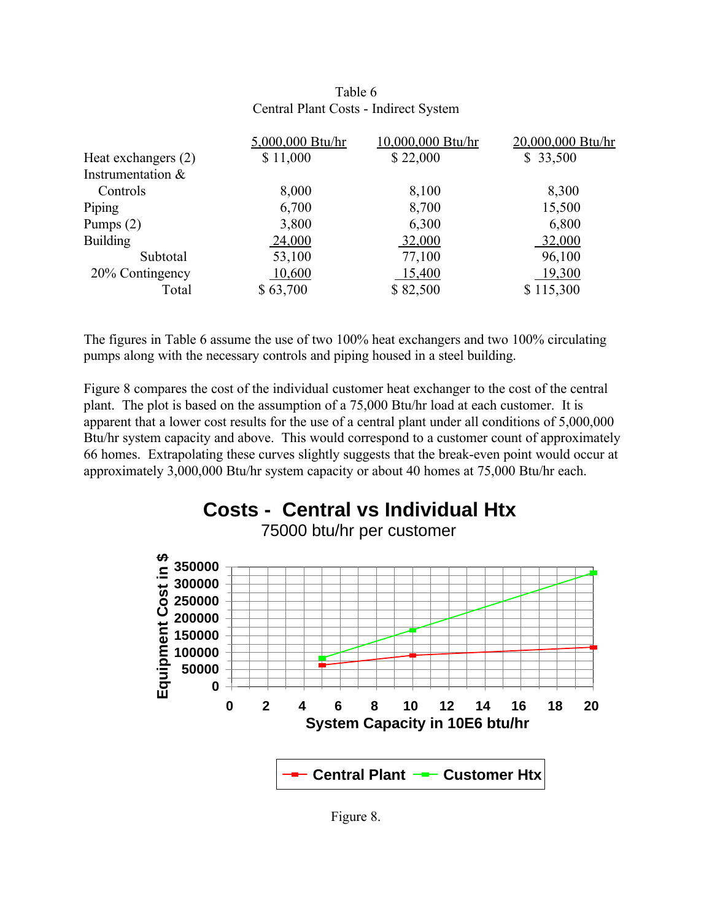Table 6
Central Plant Costs - Indirect System

| | 5,000,000 Btu/hr | 10,000,000 Btu/hr | 20,000,000 Btu/hr |
|---|---|---|---|
| Heat exchangers (2) | $ 11,000 | $ 22,000 | $ 33,500 |
| Instrumentation & Controls | 8,000 | 8,100 | 8,300 |
| Piping | 6,700 | 8,700 | 15,500 |
| Pumps (2) | 3,800 | 6,300 | 6,800 |
| Building | 24,000 | 32,000 | 32,000 |
| Subtotal | 53,100 | 77,100 | 96,100 |
| 20% Contingency | 10,600 | 15,400 | 19,300 |
| Total | $ 63,700 | $ 82,500 | $ 115,300 |

The figures in Table 6 assume the use of two 100% heat exchangers and two 100% circulating pumps along with the necessary controls and piping housed in a steel building.

Figure 8 compares the cost of the individual customer heat exchanger to the cost of the central plant. The plot is based on the assumption of a 75,000 Btu/hr load at each customer. It is apparent that a lower cost results for the use of a central plant under all conditions of 5,000,000 Btu/hr system capacity and above. This would correspond to a customer count of approximately 66 homes. Extrapolating these curves slightly suggests that the break-even point would occur at approximately 3,000,000 Btu/hr system capacity or about 40 homes at 75,000 Btu/hr each.

**Costs - Central vs Individual Htx**
75000 btu/hr per customer

Figure 8.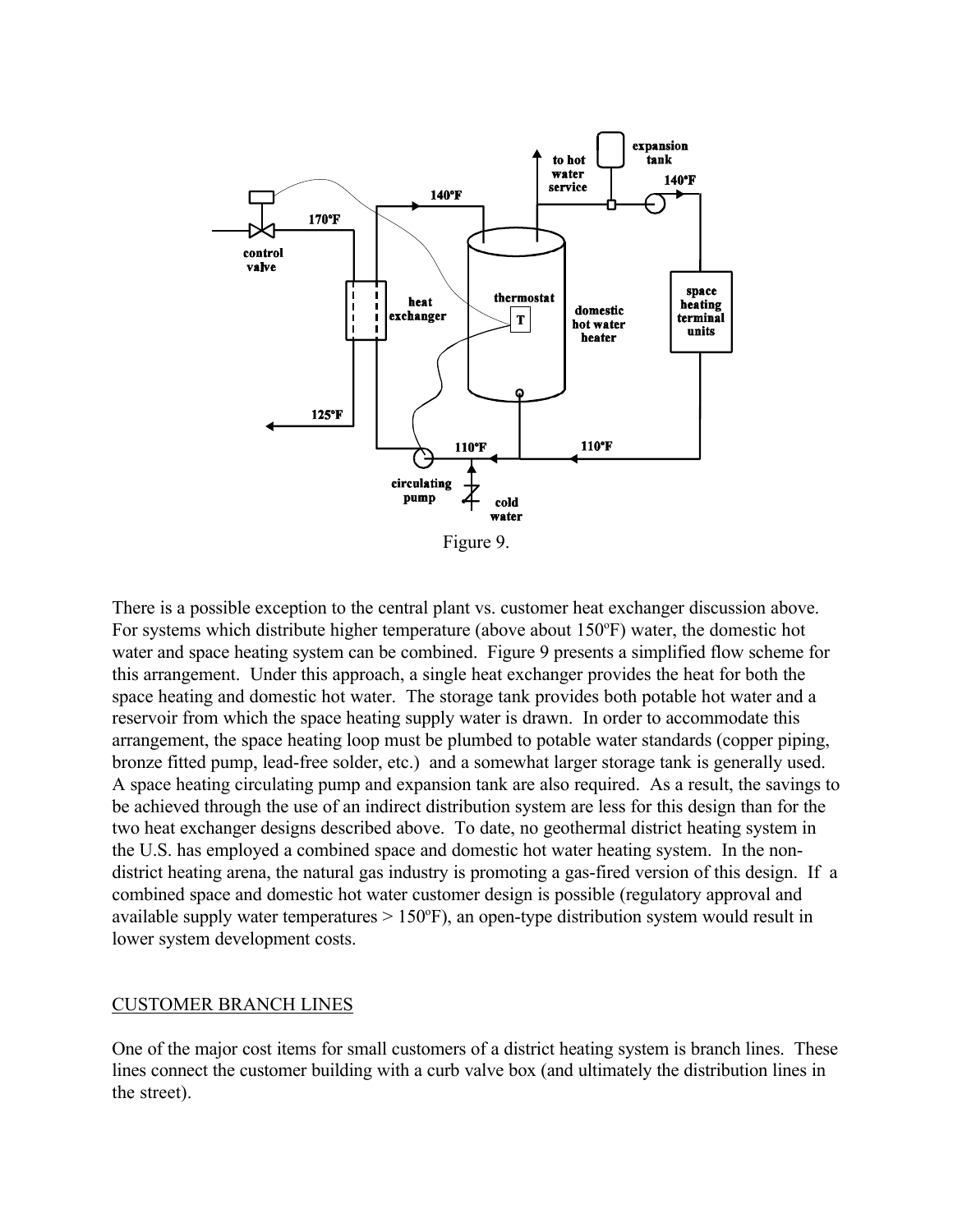Figure 9.

There is a possible exception to the central plant vs. customer heat exchanger discussion above. For systems which distribute higher temperature (above about 150ºF) water, the domestic hot water and space heating system can be combined. Figure 9 presents a simplified flow scheme for this arrangement. Under this approach, a single heat exchanger provides the heat for both the space heating and domestic hot water. The storage tank provides both potable hot water and a reservoir from which the space heating supply water is drawn. In order to accommodate this arrangement, the space heating loop must be plumbed to potable water standards (copper piping, bronze fitted pump, lead-free solder, etc.) and a somewhat larger storage tank is generally used. A space heating circulating pump and expansion tank are also required. As a result, the savings to be achieved through the use of an indirect distribution system are less for this design than for the two heat exchanger designs described above. To date, no geothermal district heating system in the U.S. has employed a combined space and domestic hot water heating system. In the non-district heating arena, the natural gas industry is promoting a gas-fired version of this design. If a combined space and domestic hot water customer design is possible (regulatory approval and available supply water temperatures > 150ºF), an open-type distribution system would result in lower system development costs.

## CUSTOMER BRANCH LINES

One of the major cost items for small customers of a district heating system is branch lines. These lines connect the customer building with a curb valve box (and ultimately the distribution lines in the street).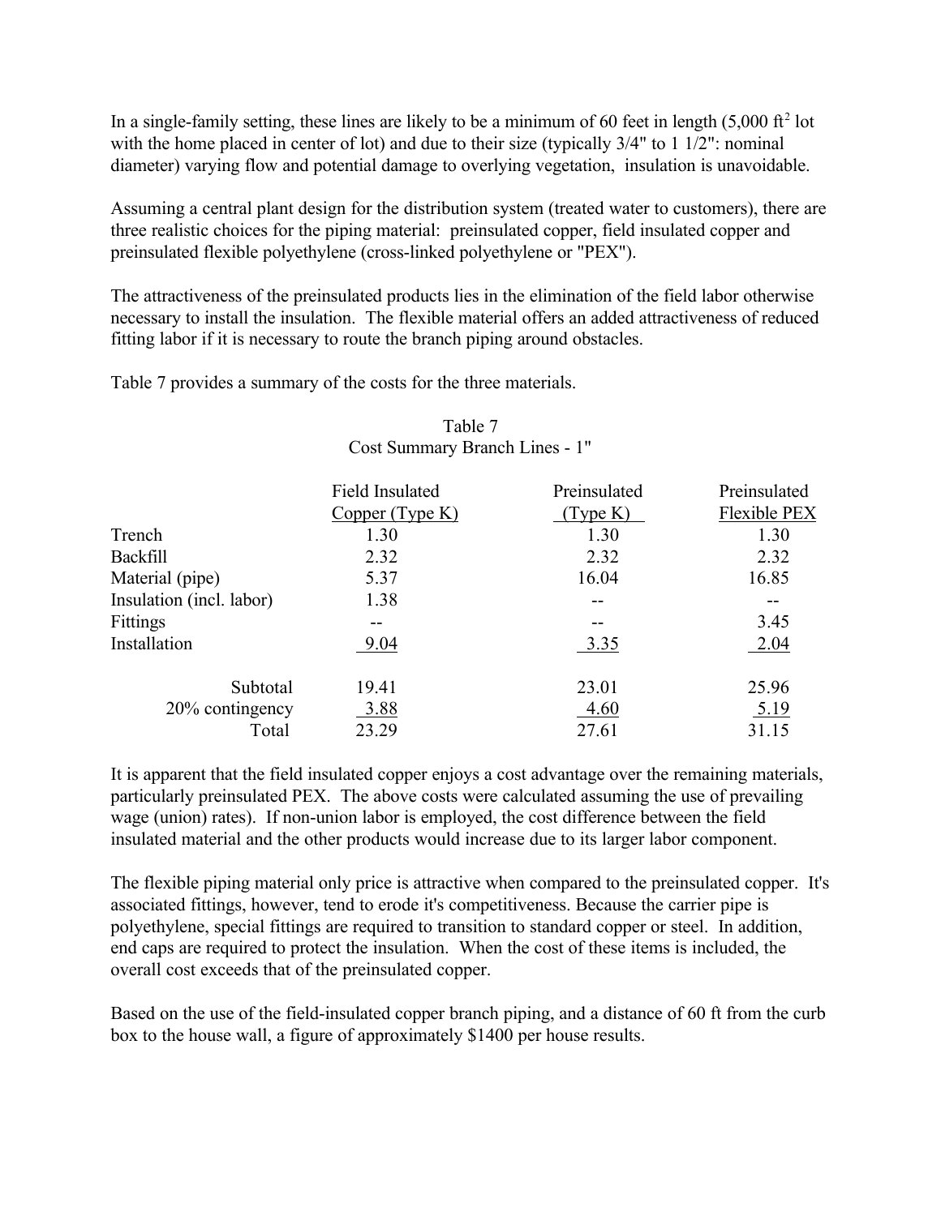In a single-family setting, these lines are likely to be a minimum of 60 feet in length (5,000 $ft^2$ lot with the home placed in center of lot) and due to their size (typically 3/4" to 1 1/2": nominal diameter) varying flow and potential damage to overlying vegetation, insulation is unavoidable.

Assuming a central plant design for the distribution system (treated water to customers), there are three realistic choices for the piping material: preinsulated copper, field insulated copper and preinsulated flexible polyethylene (cross-linked polyethylene or "PEX").

The attractiveness of the preinsulated products lies in the elimination of the field labor otherwise necessary to install the insulation. The flexible material offers an added attractiveness of reduced fitting labor if it is necessary to route the branch piping around obstacles.

Table 7 provides a summary of the costs for the three materials.

Table 7
Cost Summary Branch Lines - 1"

| | Field Insulated Copper (Type K) | Preinsulated (Type K) | Preinsulated Flexible PEX |
|---|---|---|---|
| Trench | 1.30 | 1.30 | 1.30 |
| Backfill | 2.32 | 2.32 | 2.32 |
| Material (pipe) | 5.37 | 16.04 | 16.85 |
| Insulation (incl. labor) | 1.38 | -- | -- |
| Fittings | -- | -- | 3.45 |
| Installation | 9.04 | 3.35 | 2.04 |
| Subtotal | 19.41 | 23.01 | 25.96 |
| 20% contingency | 3.88 | 4.60 | 5.19 |
| Total | 23.29 | 27.61 | 31.15 |

It is apparent that the field insulated copper enjoys a cost advantage over the remaining materials, particularly preinsulated PEX. The above costs were calculated assuming the use of prevailing wage (union) rates). If non-union labor is employed, the cost difference between the field insulated material and the other products would increase due to its larger labor component.

The flexible piping material only price is attractive when compared to the preinsulated copper. It's associated fittings, however, tend to erode it's competitiveness. Because the carrier pipe is polyethylene, special fittings are required to transition to standard copper or steel. In addition, end caps are required to protect the insulation. When the cost of these items is included, the overall cost exceeds that of the preinsulated copper.

Based on the use of the field-insulated copper branch piping, and a distance of 60 ft from the curb box to the house wall, a figure of approximately $1400 per house results.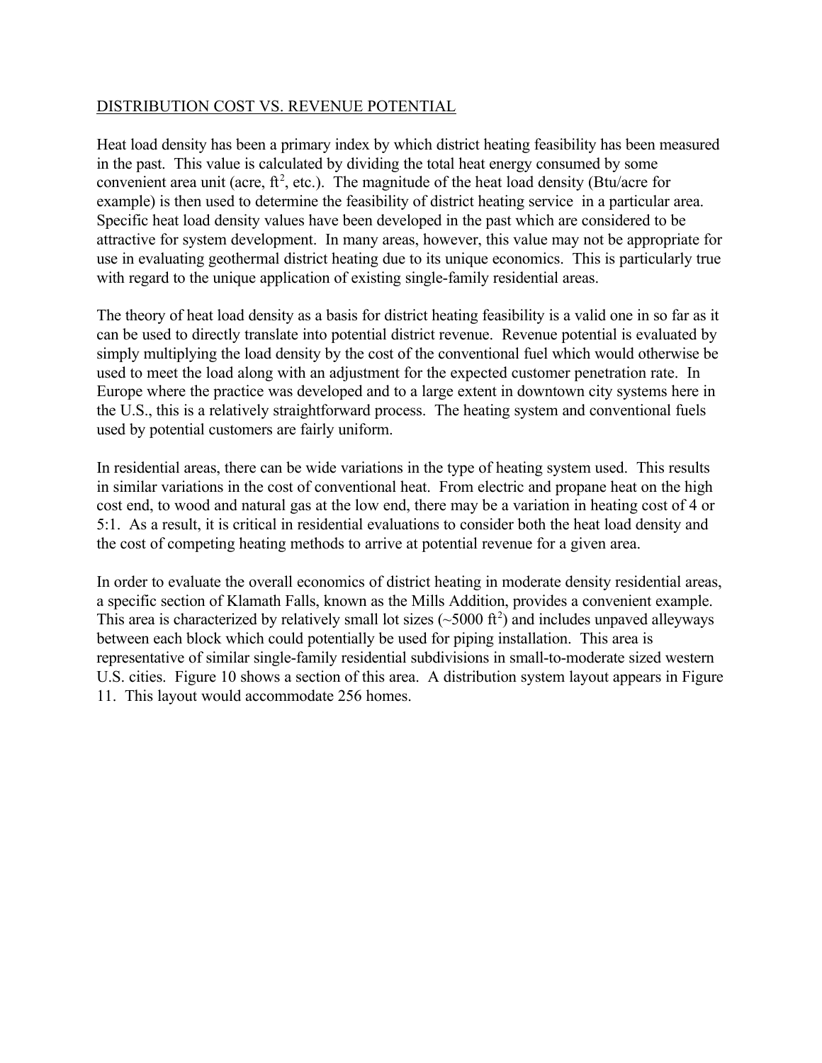## DISTRIBUTION COST VS. REVENUE POTENTIAL

Heat load density has been a primary index by which district heating feasibility has been measured in the past. This value is calculated by dividing the total heat energy consumed by some convenient area unit (acre, $ft^2$, etc.). The magnitude of the heat load density (Btu/acre for example) is then used to determine the feasibility of district heating service in a particular area. Specific heat load density values have been developed in the past which are considered to be attractive for system development. In many areas, however, this value may not be appropriate for use in evaluating geothermal district heating due to its unique economics. This is particularly true with regard to the unique application of existing single-family residential areas.

The theory of heat load density as a basis for district heating feasibility is a valid one in so far as it can be used to directly translate into potential district revenue. Revenue potential is evaluated by simply multiplying the load density by the cost of the conventional fuel which would otherwise be used to meet the load along with an adjustment for the expected customer penetration rate. In Europe where the practice was developed and to a large extent in downtown city systems here in the U.S., this is a relatively straightforward process. The heating system and conventional fuels used by potential customers are fairly uniform.

In residential areas, there can be wide variations in the type of heating system used. This results in similar variations in the cost of conventional heat. From electric and propane heat on the high cost end, to wood and natural gas at the low end, there may be a variation in heating cost of 4 or 5:1. As a result, it is critical in residential evaluations to consider both the heat load density and the cost of competing heating methods to arrive at potential revenue for a given area.

In order to evaluate the overall economics of district heating in moderate density residential areas, a specific section of Klamath Falls, known as the Mills Addition, provides a convenient example. This area is characterized by relatively small lot sizes (~5000 $ft^2$) and includes unpaved alleyways between each block which could potentially be used for piping installation. This area is representative of similar single-family residential subdivisions in small-to-moderate sized western U.S. cities. Figure 10 shows a section of this area. A distribution system layout appears in Figure 11. This layout would accommodate 256 homes.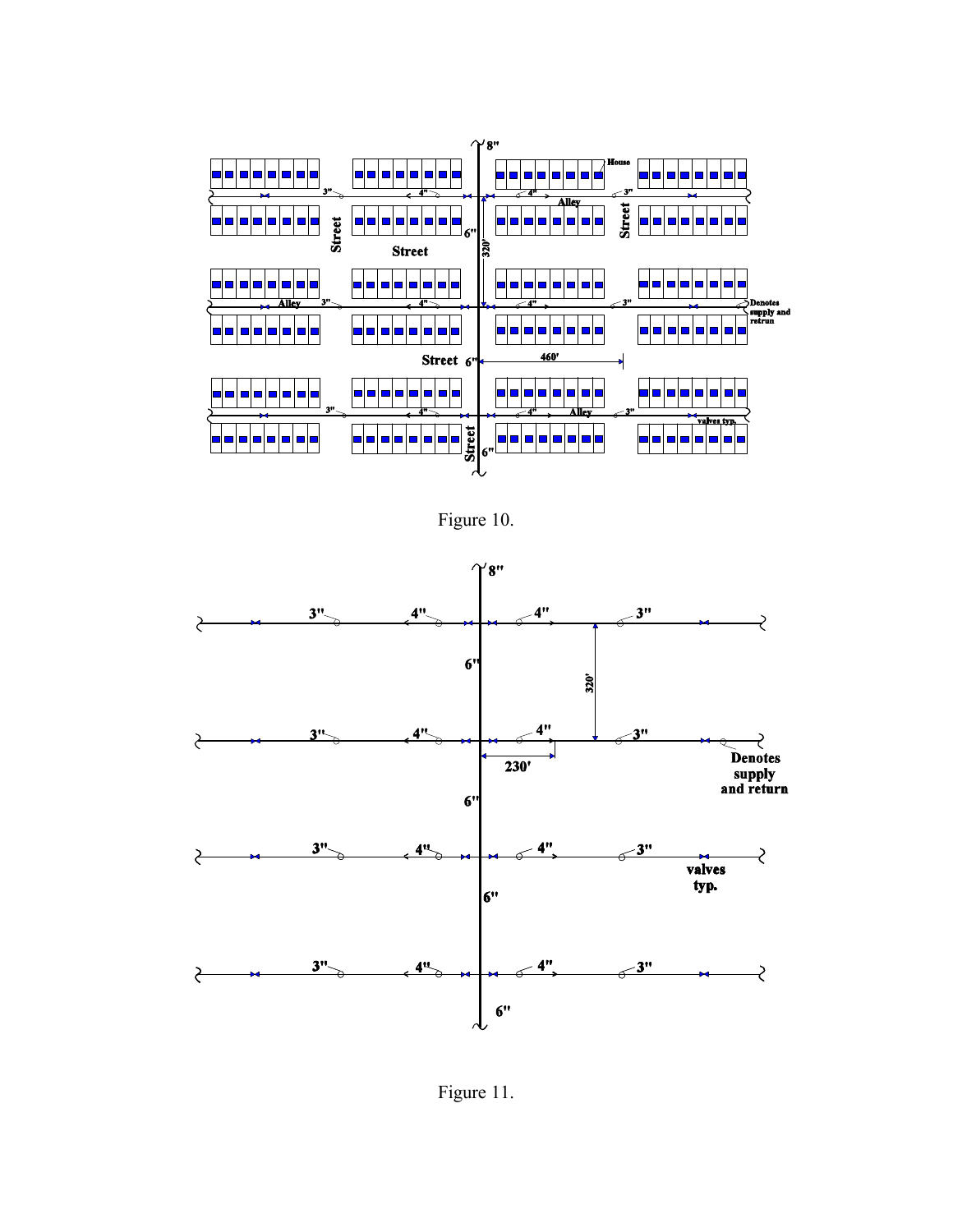Figure 10.

Figure 11.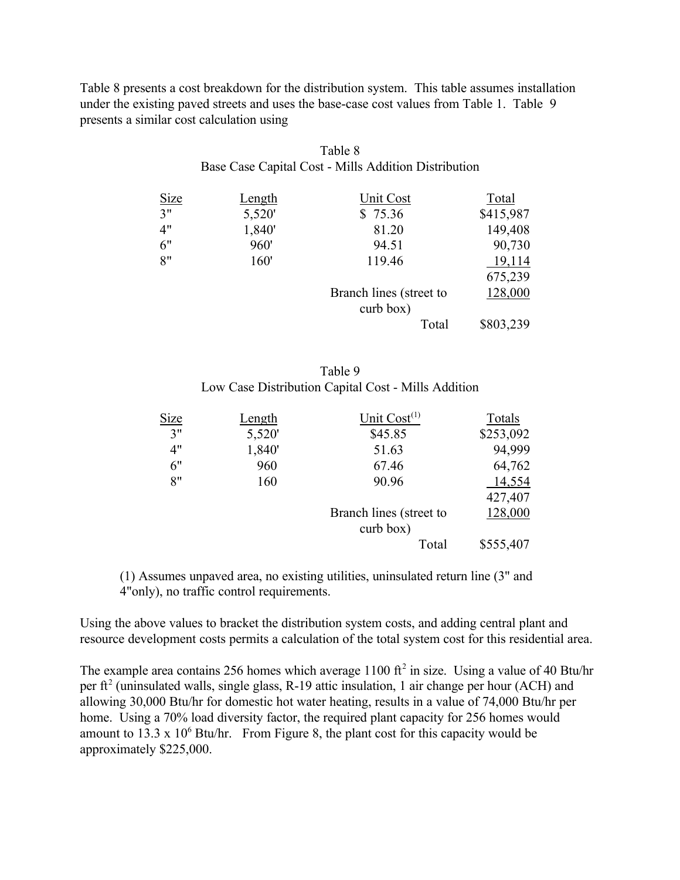Table 8 presents a cost breakdown for the distribution system. This table assumes installation under the existing paved streets and uses the base-case cost values from Table 1. Table 9 presents a similar cost calculation using

Table 8
Base Case Capital Cost - Mills Addition Distribution

| Size | Length | Unit Cost | Total |
|---|---|---|---|
| 3" | 5,520' | $ 75.36 | $415,987 |
| 4" | 1,840' | 81.20 | 149,408 |
| 6" | 960' | 94.51 | 90,730 |
| 8" | 160' | 119.46 | 19,114 |
| | | | 675,239 |
| | | Branch lines (street to curb box) | 128,000 |
| | | Total | $803,239 |

Table 9
Low Case Distribution Capital Cost - Mills Addition

| Size | Length | Unit Cost(1) | Totals |
|---|---|---|---|
| 3" | 5,520' | $45.85 | $253,092 |
| 4" | 1,840' | 51.63 | 94,999 |
| 6" | 960 | 67.46 | 64,762 |
| 8" | 160 | 90.96 | 14,554 |
| | | | 427,407 |
| | | Branch lines (street to curb box) | 128,000 |
| | | Total | $555,407 |

(1) Assumes unpaved area, no existing utilities, uninsulated return line (3" and 4"only), no traffic control requirements.

Using the above values to bracket the distribution system costs, and adding central plant and resource development costs permits a calculation of the total system cost for this residential area.

The example area contains 256 homes which average 1100 $ft^2$ in size. Using a value of 40 Btu/hr per $ft^2$ (uninsulated walls, single glass, R-19 attic insulation, 1 air change per hour (ACH) and allowing 30,000 Btu/hr for domestic hot water heating, results in a value of 74,000 Btu/hr per home. Using a 70% load diversity factor, the required plant capacity for 256 homes would amount to $13.3 \times 10^6$ Btu/hr. From Figure 8, the plant cost for this capacity would be approximately $225,000.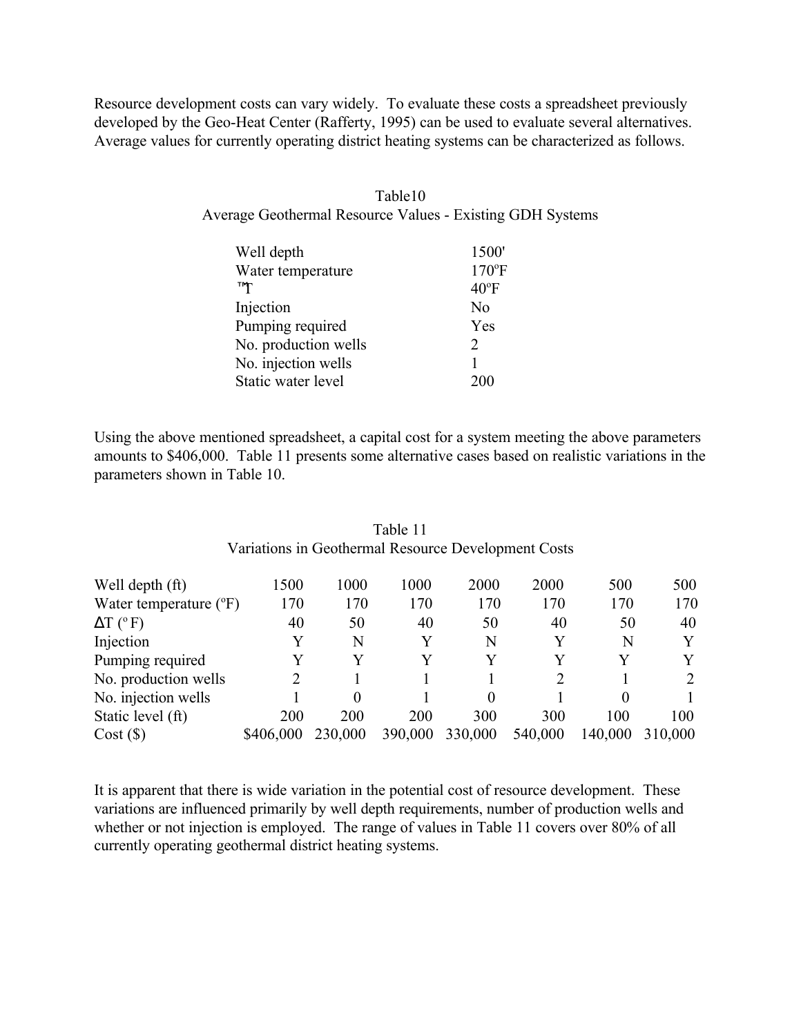Resource development costs can vary widely. To evaluate these costs a spreadsheet previously developed by the Geo-Heat Center (Rafferty, 1995) can be used to evaluate several alternatives. Average values for currently operating district heating systems can be characterized as follows.

Table10
Average Geothermal Resource Values - Existing GDH Systems

| | |
|---|---|
| Well depth | 1500' |
| Water temperature | 170°F |
| ™T | 40°F |
| Injection | No |
| Pumping required | Yes |
| No. production wells | 2 |
| No. injection wells | 1 |
| Static water level | 200 |

Using the above mentioned spreadsheet, a capital cost for a system meeting the above parameters amounts to $406,000. Table 11 presents some alternative cases based on realistic variations in the parameters shown in Table 10.

Table 11
Variations in Geothermal Resource Development Costs

| | | | | | | | |
|---|---|---|---|---|---|---|---|
| Well depth (ft) | 1500 | 1000 | 1000 | 2000 | 2000 | 500 | 500 |
| Water temperature (°F) | 170 | 170 | 170 | 170 | 170 | 170 | 170 |
| $\Delta T$ (°F) | 40 | 50 | 40 | 50 | 40 | 50 | 40 |
| Injection | Y | N | Y | N | Y | N | Y |
| Pumping required | Y | Y | Y | Y | Y | Y | Y |
| No. production wells | 2 | 1 | 1 | 1 | 2 | 1 | 2 |
| No. injection wells | 1 | 0 | 1 | 0 | 1 | 0 | 1 |
| Static level (ft) | 200 | 200 | 200 | 300 | 300 | 100 | 100 |
| Cost ($) | $406,000 | 230,000 | 390,000 | 330,000 | 540,000 | 140,000 | 310,000 |

It is apparent that there is wide variation in the potential cost of resource development. These variations are influenced primarily by well depth requirements, number of production wells and whether or not injection is employed. The range of values in Table 11 covers over 80% of all currently operating geothermal district heating systems.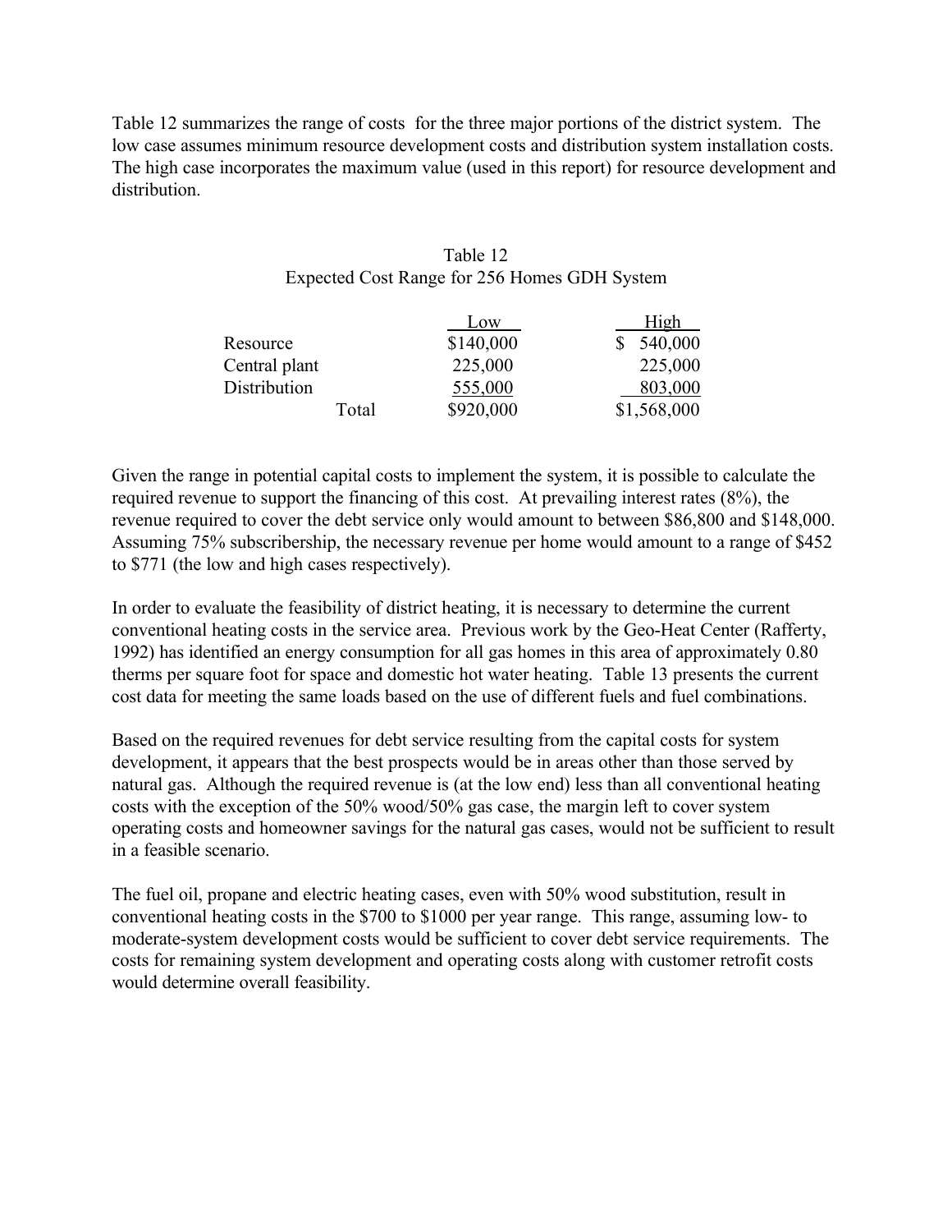Table 12 summarizes the range of costs for the three major portions of the district system. The low case assumes minimum resource development costs and distribution system installation costs. The high case incorporates the maximum value (used in this report) for resource development and distribution.

Table 12
Expected Cost Range for 256 Homes GDH System

| | Low | High |
|---|---|---|
| Resource | $140,000 | $ 540,000 |
| Central plant | 225,000 | 225,000 |
| Distribution | 555,000 | 803,000 |
| Total | $920,000 | $1,568,000 |

Given the range in potential capital costs to implement the system, it is possible to calculate the required revenue to support the financing of this cost. At prevailing interest rates (8%), the revenue required to cover the debt service only would amount to between $86,800 and $148,000. Assuming 75% subscribership, the necessary revenue per home would amount to a range of $452 to $771 (the low and high cases respectively).

In order to evaluate the feasibility of district heating, it is necessary to determine the current conventional heating costs in the service area. Previous work by the Geo-Heat Center (Rafferty, 1992) has identified an energy consumption for all gas homes in this area of approximately 0.80 therms per square foot for space and domestic hot water heating. Table 13 presents the current cost data for meeting the same loads based on the use of different fuels and fuel combinations.

Based on the required revenues for debt service resulting from the capital costs for system development, it appears that the best prospects would be in areas other than those served by natural gas. Although the required revenue is (at the low end) less than all conventional heating costs with the exception of the 50% wood/50% gas case, the margin left to cover system operating costs and homeowner savings for the natural gas cases, would not be sufficient to result in a feasible scenario.

The fuel oil, propane and electric heating cases, even with 50% wood substitution, result in conventional heating costs in the $700 to $1000 per year range. This range, assuming low- to moderate-system development costs would be sufficient to cover debt service requirements. The costs for remaining system development and operating costs along with customer retrofit costs would determine overall feasibility.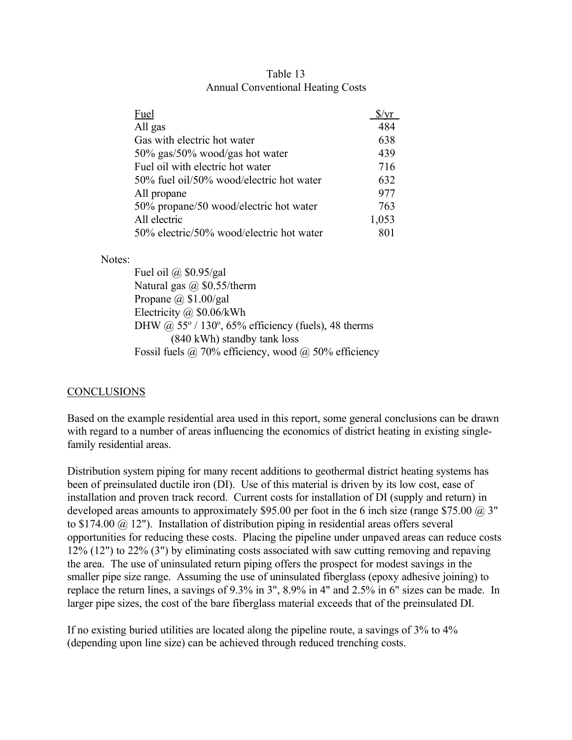Table 13
Annual Conventional Heating Costs

| Fuel | $/yr |
|---|---|
| All gas | 484 |
| Gas with electric hot water | 638 |
| 50% gas/50% wood/gas hot water | 439 |
| Fuel oil with electric hot water | 716 |
| 50% fuel oil/50% wood/electric hot water | 632 |
| All propane | 977 |
| 50% propane/50 wood/electric hot water | 763 |
| All electric | 1,053 |
| 50% electric/50% wood/electric hot water | 801 |

Notes:

Fuel oil @ $0.95/gal
Natural gas @ $0.55/therm
Propane @ $1.00/gal
Electricity @ $0.06/kWh
DHW @ 55º / 130º, 65% efficiency (fuels), 48 therms (840 kWh) standby tank loss
Fossil fuels @ 70% efficiency, wood @ 50% efficiency

## CONCLUSIONS

Based on the example residential area used in this report, some general conclusions can be drawn with regard to a number of areas influencing the economics of district heating in existing single-family residential areas.

Distribution system piping for many recent additions to geothermal district heating systems has been of preinsulated ductile iron (DI). Use of this material is driven by its low cost, ease of installation and proven track record. Current costs for installation of DI (supply and return) in developed areas amounts to approximately $95.00 per foot in the 6 inch size (range $75.00 @ 3" to $174.00 @ 12"). Installation of distribution piping in residential areas offers several opportunities for reducing these costs. Placing the pipeline under unpaved areas can reduce costs 12% (12") to 22% (3") by eliminating costs associated with saw cutting removing and repaving the area. The use of uninsulated return piping offers the prospect for modest savings in the smaller pipe size range. Assuming the use of uninsulated fiberglass (epoxy adhesive joining) to replace the return lines, a savings of 9.3% in 3", 8.9% in 4" and 2.5% in 6" sizes can be made. In larger pipe sizes, the cost of the bare fiberglass material exceeds that of the preinsulated DI.

If no existing buried utilities are located along the pipeline route, a savings of 3% to 4% (depending upon line size) can be achieved through reduced trenching costs.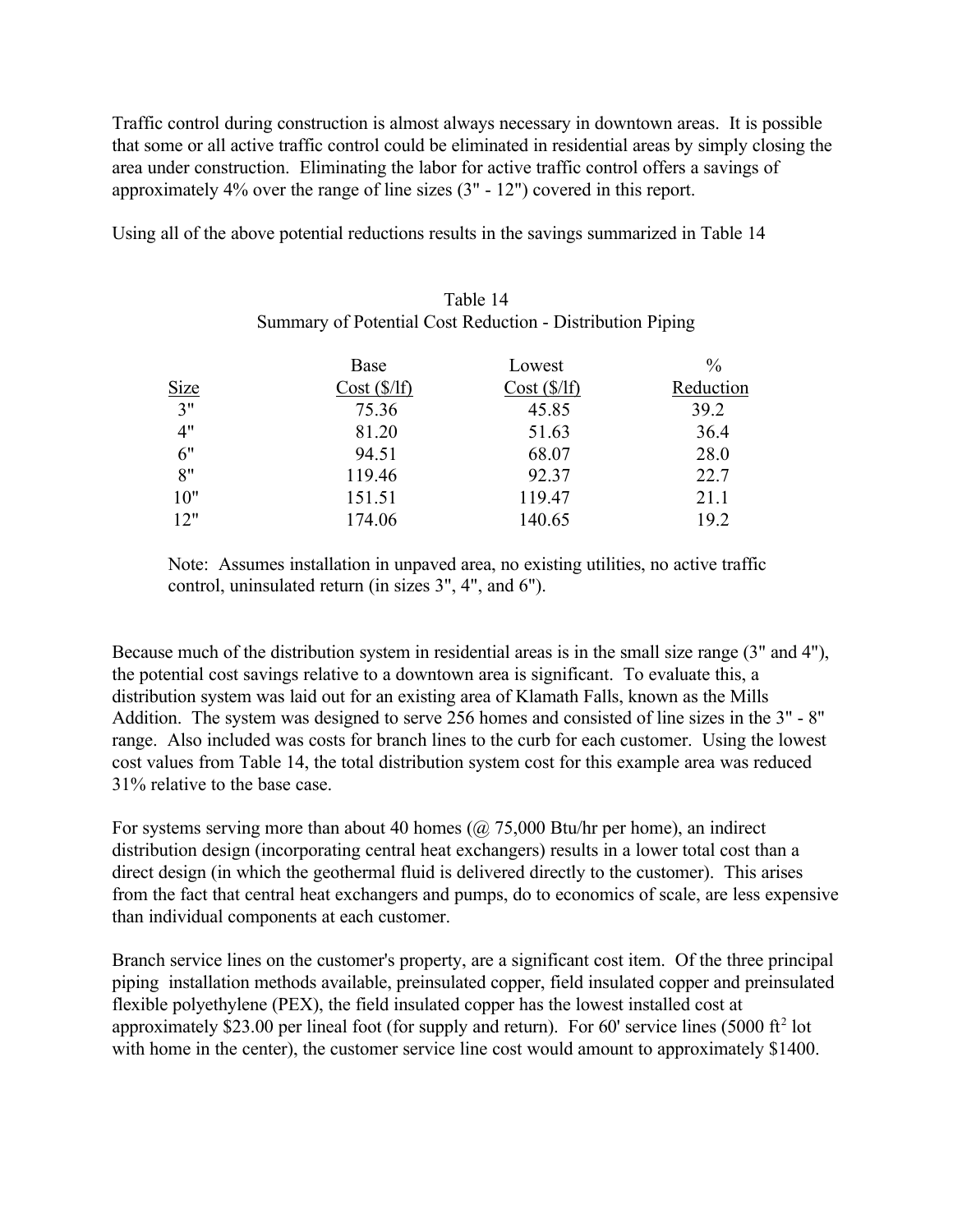Traffic control during construction is almost always necessary in downtown areas. It is possible that some or all active traffic control could be eliminated in residential areas by simply closing the area under construction. Eliminating the labor for active traffic control offers a savings of approximately 4% over the range of line sizes (3" - 12") covered in this report.

Using all of the above potential reductions results in the savings summarized in Table 14

Table 14
Summary of Potential Cost Reduction - Distribution Piping

| Size | Base Cost ($/lf) | Lowest Cost ($/lf) | % Reduction |
|---|---|---|---|
| 3" | 75.36 | 45.85 | 39.2 |
| 4" | 81.20 | 51.63 | 36.4 |
| 6" | 94.51 | 68.07 | 28.0 |
| 8" | 119.46 | 92.37 | 22.7 |
| 10" | 151.51 | 119.47 | 21.1 |
| 12" | 174.06 | 140.65 | 19.2 |

Note: Assumes installation in unpaved area, no existing utilities, no active traffic control, uninsulated return (in sizes 3", 4", and 6").

Because much of the distribution system in residential areas is in the small size range (3" and 4"), the potential cost savings relative to a downtown area is significant. To evaluate this, a distribution system was laid out for an existing area of Klamath Falls, known as the Mills Addition. The system was designed to serve 256 homes and consisted of line sizes in the 3" - 8" range. Also included was costs for branch lines to the curb for each customer. Using the lowest cost values from Table 14, the total distribution system cost for this example area was reduced 31% relative to the base case.

For systems serving more than about 40 homes (@ 75,000 Btu/hr per home), an indirect distribution design (incorporating central heat exchangers) results in a lower total cost than a direct design (in which the geothermal fluid is delivered directly to the customer). This arises from the fact that central heat exchangers and pumps, do to economics of scale, are less expensive than individual components at each customer.

Branch service lines on the customer's property, are a significant cost item. Of the three principal piping installation methods available, preinsulated copper, field insulated copper and preinsulated flexible polyethylene (PEX), the field insulated copper has the lowest installed cost at approximately $23.00 per lineal foot (for supply and return). For 60' service lines (5000 $ft^2$ lot with home in the center), the customer service line cost would amount to approximately $1400.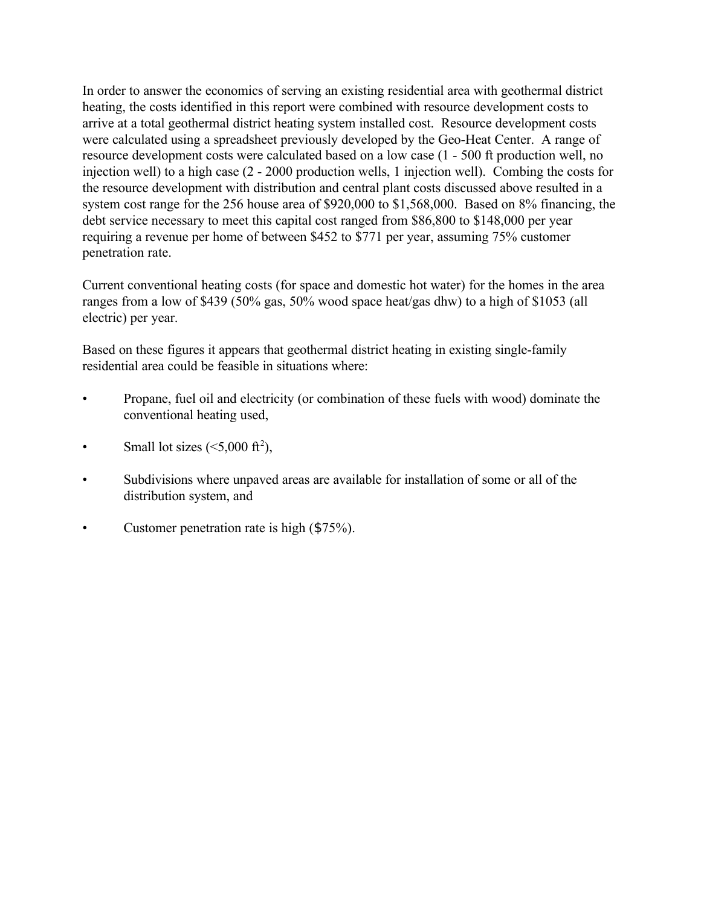In order to answer the economics of serving an existing residential area with geothermal district heating, the costs identified in this report were combined with resource development costs to arrive at a total geothermal district heating system installed cost. Resource development costs were calculated using a spreadsheet previously developed by the Geo-Heat Center. A range of resource development costs were calculated based on a low case (1 - 500 ft production well, no injection well) to a high case (2 - 2000 production wells, 1 injection well). Combing the costs for the resource development with distribution and central plant costs discussed above resulted in a system cost range for the 256 house area of $920,000 to $1,568,000. Based on 8% financing, the debt service necessary to meet this capital cost ranged from $86,800 to $148,000 per year requiring a revenue per home of between $452 to $771 per year, assuming 75% customer penetration rate.

Current conventional heating costs (for space and domestic hot water) for the homes in the area ranges from a low of $439 (50% gas, 50% wood space heat/gas dhw) to a high of $1053 (all electric) per year.

Based on these figures it appears that geothermal district heating in existing single-family residential area could be feasible in situations where:

- Propane, fuel oil and electricity (or combination of these fuels with wood) dominate the conventional heating used,
- Small lot sizes (<5,000 $ft^2$),
- Subdivisions where unpaved areas are available for installation of some or all of the distribution system, and
- Customer penetration rate is high ($75%).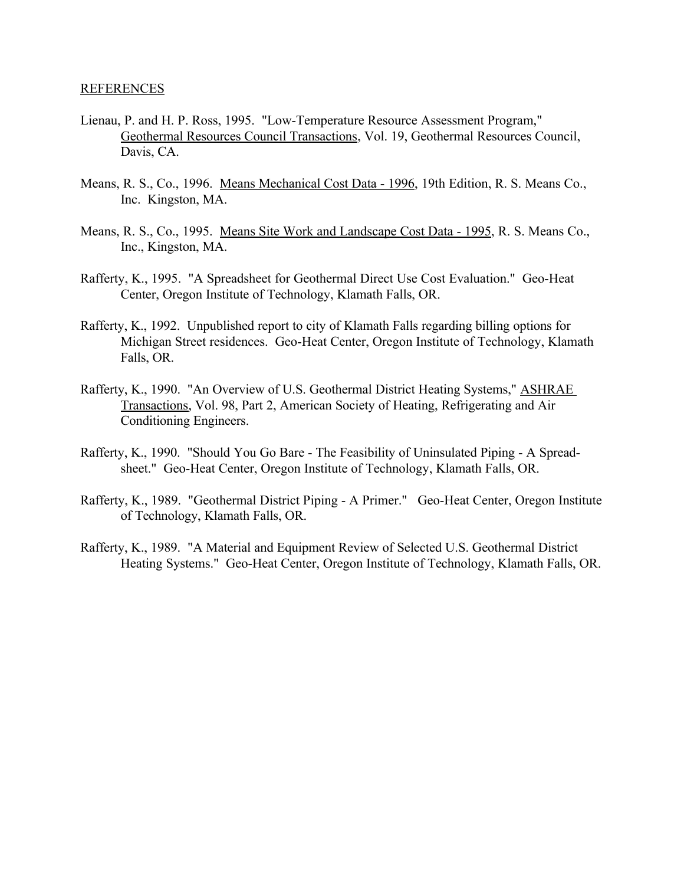REFERENCES

Lienau, P. and H. P. Ross, 1995. "Low-Temperature Resource Assessment Program," Geothermal Resources Council Transactions, Vol. 19, Geothermal Resources Council, Davis, CA.

Means, R. S., Co., 1996. Means Mechanical Cost Data - 1996, 19th Edition, R. S. Means Co., Inc. Kingston, MA.

Means, R. S., Co., 1995. Means Site Work and Landscape Cost Data - 1995, R. S. Means Co., Inc., Kingston, MA.

Rafferty, K., 1995. "A Spreadsheet for Geothermal Direct Use Cost Evaluation." Geo-Heat Center, Oregon Institute of Technology, Klamath Falls, OR.

Rafferty, K., 1992. Unpublished report to city of Klamath Falls regarding billing options for Michigan Street residences. Geo-Heat Center, Oregon Institute of Technology, Klamath Falls, OR.

Rafferty, K., 1990. "An Overview of U.S. Geothermal District Heating Systems," ASHRAE Transactions, Vol. 98, Part 2, American Society of Heating, Refrigerating and Air Conditioning Engineers.

Rafferty, K., 1990. "Should You Go Bare - The Feasibility of Uninsulated Piping - A Spreadsheet." Geo-Heat Center, Oregon Institute of Technology, Klamath Falls, OR.

Rafferty, K., 1989. "Geothermal District Piping - A Primer." Geo-Heat Center, Oregon Institute of Technology, Klamath Falls, OR.

Rafferty, K., 1989. "A Material and Equipment Review of Selected U.S. Geothermal District Heating Systems." Geo-Heat Center, Oregon Institute of Technology, Klamath Falls, OR.